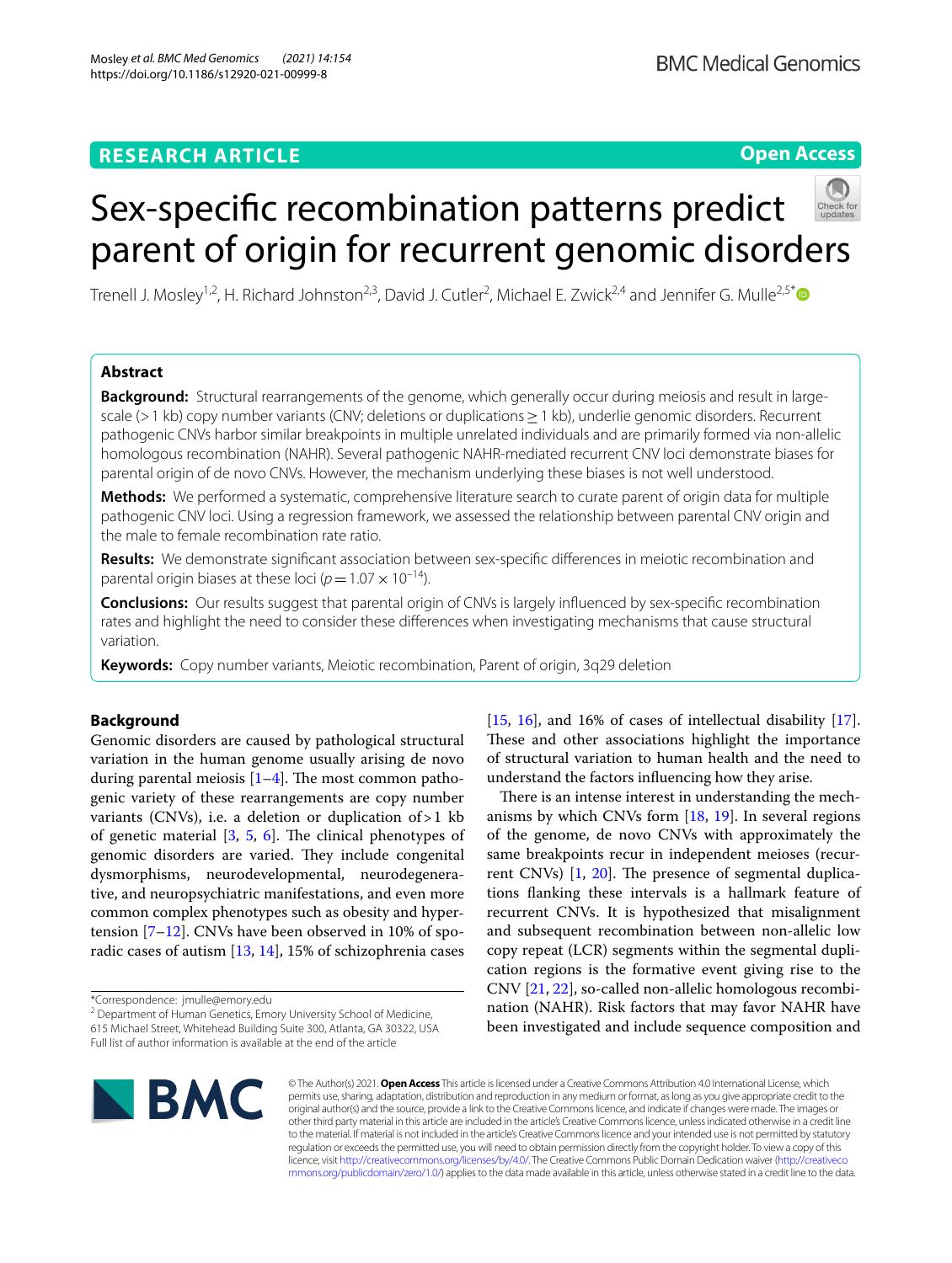## RESEARCH ARTICLE

**Open Access**

# Sex-specific recombination patterns predict parent of origin for recurrent genomic disorders

Trenell J. Mosley[1,2], H. Richard Johnston[2,3], David J. Cutler[2], Michael E. Zwick[2,4] and Jennifer G. Mulle[2,5*]

## Abstract

**Background:** Structural rearrangements of the genome, which generally occur during meiosis and result in large-scale (> 1 kb) copy number variants (CNV; deletions or duplications ≥ 1 kb), underlie genomic disorders. Recurrent pathogenic CNVs harbor similar breakpoints in multiple unrelated individuals and are primarily formed via non-allelic homologous recombination (NAHR). Several pathogenic NAHR-mediated recurrent CNV loci demonstrate biases for parental origin of de novo CNVs. However, the mechanism underlying these biases is not well understood.

**Methods:** We performed a systematic, comprehensive literature search to curate parent of origin data for multiple pathogenic CNV loci. Using a regression framework, we assessed the relationship between parental CNV origin and the male to female recombination rate ratio.

**Results:** We demonstrate significant association between sex-specific differences in meiotic recombination and parental origin biases at these loci ($p = 1.07 \times 10^{-14}$).

**Conclusions:** Our results suggest that parental origin of CNVs is largely influenced by sex-specific recombination rates and highlight the need to consider these differences when investigating mechanisms that cause structural variation.

**Keywords:** Copy number variants, Meiotic recombination, Parent of origin, 3q29 deletion

## Background

Genomic disorders are caused by pathological structural variation in the human genome usually arising de novo during parental meiosis [1–4]. The most common pathogenic variety of these rearrangements are copy number variants (CNVs), i.e. a deletion or duplication of > 1 kb of genetic material [3, 5, 6]. The clinical phenotypes of genomic disorders are varied. They include congenital dysmorphisms, neurodevelopmental, neurodegenerative, and neuropsychiatric manifestations, and even more common complex phenotypes such as obesity and hypertension [7–12]. CNVs have been observed in 10% of sporadic cases of autism [13, 14], 15% of schizophrenia cases [15, 16], and 16% of cases of intellectual disability [17]. These and other associations highlight the importance of structural variation to human health and the need to understand the factors influencing how they arise.

There is an intense interest in understanding the mechanisms by which CNVs form [18, 19]. In several regions of the genome, de novo CNVs with approximately the same breakpoints recur in independent meioses (recurrent CNVs) [1, 20]. The presence of segmental duplications flanking these intervals is a hallmark feature of recurrent CNVs. It is hypothesized that misalignment and subsequent recombination between non-allelic low copy repeat (LCR) segments within the segmental duplication regions is the formative event giving rise to the CNV [21, 22], so-called non-allelic homologous recombination (NAHR). Risk factors that may favor NAHR have been investigated and include sequence composition and

*Correspondence: jmulle@emory.edu
[2] Department of Human Genetics, Emory University School of Medicine, 615 Michael Street, Whitehead Building Suite 300, Atlanta, GA 30322, USA
Full list of author information is available at the end of the article

© The Author(s) 2021. **Open Access** This article is licensed under a Creative Commons Attribution 4.0 International License, which permits use, sharing, adaptation, distribution and reproduction in any medium or format, as long as you give appropriate credit to the original author(s) and the source, provide a link to the Creative Commons licence, and indicate if changes were made. The images or other third party material in this article are included in the article's Creative Commons licence, unless indicated otherwise in a credit line to the material. If material is not included in the article's Creative Commons licence and your intended use is not permitted by statutory regulation or exceeds the permitted use, you will need to obtain permission directly from the copyright holder. To view a copy of this licence, visit http://creativecommons.org/licenses/by/4.0/. The Creative Commons Public Domain Dedication waiver (http://creativecommons.org/publicdomain/zero/1.0/) applies to the data made available in this article, unless otherwise stated in a credit line to the data.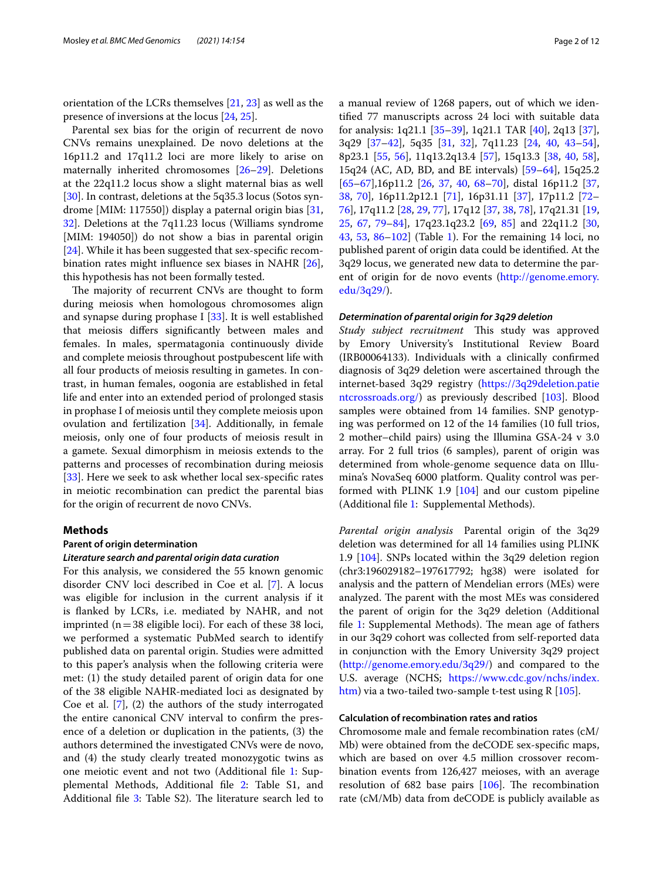orientation of the LCRs themselves [21, 23] as well as the presence of inversions at the locus [24, 25].

Parental sex bias for the origin of recurrent de novo CNVs remains unexplained. De novo deletions at the 16p11.2 and 17q11.2 loci are more likely to arise on maternally inherited chromosomes [26–29]. Deletions at the 22q11.2 locus show a slight maternal bias as well [30]. In contrast, deletions at the 5q35.3 locus (Sotos syndrome [MIM: 117550]) display a paternal origin bias [31, 32]. Deletions at the 7q11.23 locus (Williams syndrome [MIM: 194050]) do not show a bias in parental origin [24]. While it has been suggested that sex-specific recombination rates might influence sex biases in NAHR [26], this hypothesis has not been formally tested.

The majority of recurrent CNVs are thought to form during meiosis when homologous chromosomes align and synapse during prophase I [33]. It is well established that meiosis differs significantly between males and females. In males, spermatagonia continuously divide and complete meiosis throughout postpubescent life with all four products of meiosis resulting in gametes. In contrast, in human females, oogonia are established in fetal life and enter into an extended period of prolonged stasis in prophase I of meiosis until they complete meiosis upon ovulation and fertilization [34]. Additionally, in female meiosis, only one of four products of meiosis result in a gamete. Sexual dimorphism in meiosis extends to the patterns and processes of recombination during meiosis [33]. Here we seek to ask whether local sex-specific rates in meiotic recombination can predict the parental bias for the origin of recurrent de novo CNVs.

## Methods

### Parent of origin determination

#### *Literature search and parental origin data curation*

For this analysis, we considered the 55 known genomic disorder CNV loci described in Coe et al. [7]. A locus was eligible for inclusion in the current analysis if it is flanked by LCRs, i.e. mediated by NAHR, and not imprinted (n = 38 eligible loci). For each of these 38 loci, we performed a systematic PubMed search to identify published data on parental origin. Studies were admitted to this paper's analysis when the following criteria were met: (1) the study detailed parent of origin data for one of the 38 eligible NAHR-mediated loci as designated by Coe et al. [7], (2) the authors of the study interrogated the entire canonical CNV interval to confirm the presence of a deletion or duplication in the patients, (3) the authors determined the investigated CNVs were de novo, and (4) the study clearly treated monozygotic twins as one meiotic event and not two (Additional file 1: Supplemental Methods, Additional file 2: Table S1, and Additional file 3: Table S2). The literature search led to a manual review of 1268 papers, out of which we identified 77 manuscripts across 24 loci with suitable data for analysis: 1q21.1 [35–39], 1q21.1 TAR [40], 2q13 [37], 3q29 [37–42], 5q35 [31, 32], 7q11.23 [24, 40, 43–54], 8p23.1 [55, 56], 11q13.2q13.4 [57], 15q13.3 [38, 40, 58], 15q24 (AC, AD, BD, and BE intervals) [59–64], 15q25.2 [65–67],16p11.2 [26, 37, 40, 68–70], distal 16p11.2 [37, 38, 70], 16p11.2p12.1 [71], 16p31.11 [37], 17p11.2 [72–76], 17q11.2 [28, 29, 77], 17q12 [37, 38, 78], 17q21.31 [19, 25, 67, 79–84], 17q23.1q23.2 [69, 85] and 22q11.2 [30, 43, 53, 86–102] (Table 1). For the remaining 14 loci, no published parent of origin data could be identified. At the 3q29 locus, we generated new data to determine the parent of origin for de novo events (http://genome.emory.edu/3q29/).

#### *Determination of parental origin for 3q29 deletion*

*Study subject recruitment* This study was approved by Emory University's Institutional Review Board (IRB00064133). Individuals with a clinically confirmed diagnosis of 3q29 deletion were ascertained through the internet-based 3q29 registry (https://3q29deletion.patientcrossroads.org/) as previously described [103]. Blood samples were obtained from 14 families. SNP genotyping was performed on 12 of the 14 families (10 full trios, 2 mother–child pairs) using the Illumina GSA-24 v 3.0 array. For 2 full trios (6 samples), parent of origin was determined from whole-genome sequence data on Illumina's NovaSeq 6000 platform. Quality control was performed with PLINK 1.9 [104] and our custom pipeline (Additional file 1: Supplemental Methods).

*Parental origin analysis* Parental origin of the 3q29 deletion was determined for all 14 families using PLINK 1.9 [104]. SNPs located within the 3q29 deletion region (chr3:196029182–197617792; hg38) were isolated for analysis and the pattern of Mendelian errors (MEs) were analyzed. The parent with the most MEs was considered the parent of origin for the 3q29 deletion (Additional file 1: Supplemental Methods). The mean age of fathers in our 3q29 cohort was collected from self-reported data in conjunction with the Emory University 3q29 project (http://genome.emory.edu/3q29/) and compared to the U.S. average (NCHS; https://www.cdc.gov/nchs/index.htm) via a two-tailed two-sample t-test using R [105].

### Calculation of recombination rates and ratios

Chromosome male and female recombination rates (cM/Mb) were obtained from the deCODE sex-specific maps, which are based on over 4.5 million crossover recombination events from 126,427 meioses, with an average resolution of 682 base pairs [106]. The recombination rate (cM/Mb) data from deCODE is publicly available as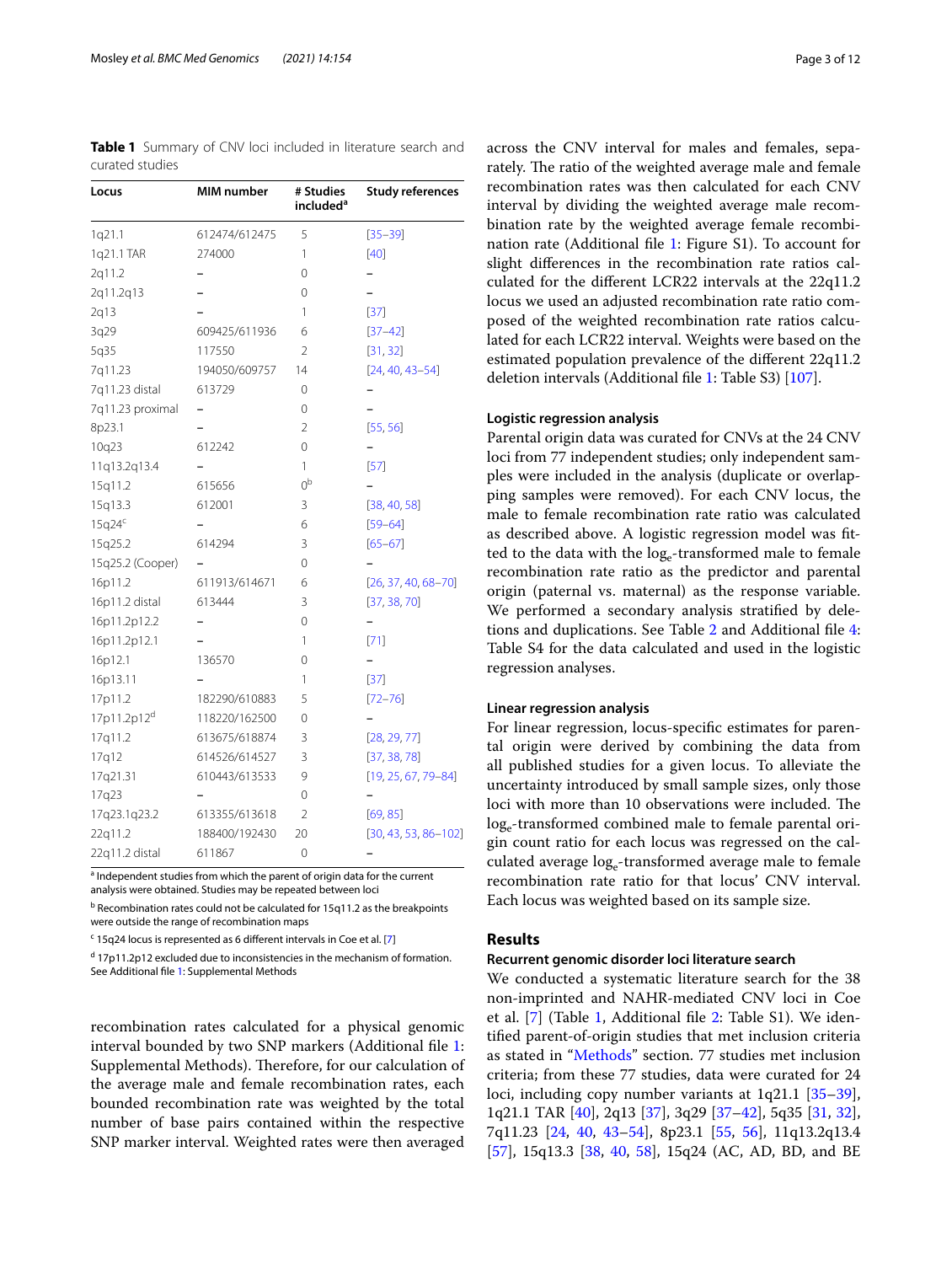**Table 1** Summary of CNV loci included in literature search and curated studies

| Locus | MIM number | # Studies included[a] | Study references |
|---|---|---|---|
| 1q21.1 | 612474/612475 | 5 | [35–39] |
| 1q21.1 TAR | 274000 | 1 | [40] |
| 2q11.2 | – | 0 | – |
| 2q11.2q13 | – | 0 | – |
| 2q13 | – | 1 | [37] |
| 3q29 | 609425/611936 | 6 | [37–42] |
| 5q35 | 117550 | 2 | [31, 32] |
| 7q11.23 | 194050/609757 | 14 | [24, 40, 43–54] |
| 7q11.23 distal | 613729 | 0 | – |
| 7q11.23 proximal | – | 0 | – |
| 8p23.1 | – | 2 | [55, 56] |
| 10q23 | 612242 | 0 | – |
| 11q13.2q13.4 | – | 1 | [57] |
| 15q11.2 | 615656 | 0[b] | – |
| 15q13.3 | 612001 | 3 | [38, 40, 58] |
| 15q24[c] | – | 6 | [59–64] |
| 15q25.2 | 614294 | 3 | [65–67] |
| 15q25.2 (Cooper) | – | 0 | – |
| 16p11.2 | 611913/614671 | 6 | [26, 37, 40, 68–70] |
| 16p11.2 distal | 613444 | 3 | [37, 38, 70] |
| 16p11.2p12.2 | – | 0 | – |
| 16p11.2p12.1 | – | 1 | [71] |
| 16p12.1 | 136570 | 0 | – |
| 16p13.11 | – | 1 | [37] |
| 17p11.2 | 182290/610883 | 5 | [72–76] |
| 17p11.2p12[d] | 118220/162500 | 0 | – |
| 17q11.2 | 613675/618874 | 3 | [28, 29, 77] |
| 17q12 | 614526/614527 | 3 | [37, 38, 78] |
| 17q21.31 | 610443/613533 | 9 | [19, 25, 67, 79–84] |
| 17q23 | – | 0 | – |
| 17q23.1q23.2 | 613355/613618 | 2 | [69, 85] |
| 22q11.2 | 188400/192430 | 20 | [30, 43, 53, 86–102] |
| 22q11.2 distal | 611867 | 0 | – |

[a] Independent studies from which the parent of origin data for the current analysis were obtained. Studies may be repeated between loci

[b] Recombination rates could not be calculated for 15q11.2 as the breakpoints were outside the range of recombination maps

[c] 15q24 locus is represented as 6 different intervals in Coe et al. [7]

[d] 17p11.2p12 excluded due to inconsistencies in the mechanism of formation. See Additional file 1: Supplemental Methods

recombination rates calculated for a physical genomic interval bounded by two SNP markers (Additional file 1: Supplemental Methods). Therefore, for our calculation of the average male and female recombination rates, each bounded recombination rate was weighted by the total number of base pairs contained within the respective SNP marker interval. Weighted rates were then averaged across the CNV interval for males and females, separately. The ratio of the weighted average male and female recombination rates was then calculated for each CNV interval by dividing the weighted average male recombination rate by the weighted average female recombination rate (Additional file 1: Figure S1). To account for slight differences in the recombination rate ratios calculated for the different LCR22 intervals at the 22q11.2 locus we used an adjusted recombination rate ratio composed of the weighted recombination rate ratios calculated for each LCR22 interval. Weights were based on the estimated population prevalence of the different 22q11.2 deletion intervals (Additional file 1: Table S3) [107].

### Logistic regression analysis

Parental origin data was curated for CNVs at the 24 CNV loci from 77 independent studies; only independent samples were included in the analysis (duplicate or overlapping samples were removed). For each CNV locus, the male to female recombination rate ratio was calculated as described above. A logistic regression model was fitted to the data with the $\log_e$-transformed male to female recombination rate ratio as the predictor and parental origin (paternal vs. maternal) as the response variable. We performed a secondary analysis stratified by deletions and duplications. See Table 2 and Additional file 4: Table S4 for the data calculated and used in the logistic regression analyses.

### Linear regression analysis

For linear regression, locus-specific estimates for parental origin were derived by combining the data from all published studies for a given locus. To alleviate the uncertainty introduced by small sample sizes, only those loci with more than 10 observations were included. The $\log_e$-transformed combined male to female parental origin count ratio for each locus was regressed on the calculated average $\log_e$-transformed average male to female recombination rate ratio for that locus' CNV interval. Each locus was weighted based on its sample size.

## Results

### Recurrent genomic disorder loci literature search

We conducted a systematic literature search for the 38 non-imprinted and NAHR-mediated CNV loci in Coe et al. [7] (Table 1, Additional file 2: Table S1). We identified parent-of-origin studies that met inclusion criteria as stated in "Methods" section. 77 studies met inclusion criteria; from these 77 studies, data were curated for 24 loci, including copy number variants at 1q21.1 [35–39], 1q21.1 TAR [40], 2q13 [37], 3q29 [37–42], 5q35 [31, 32], 7q11.23 [24, 40, 43–54], 8p23.1 [55, 56], 11q13.2q13.4 [57], 15q13.3 [38, 40, 58], 15q24 (AC, AD, BD, and BE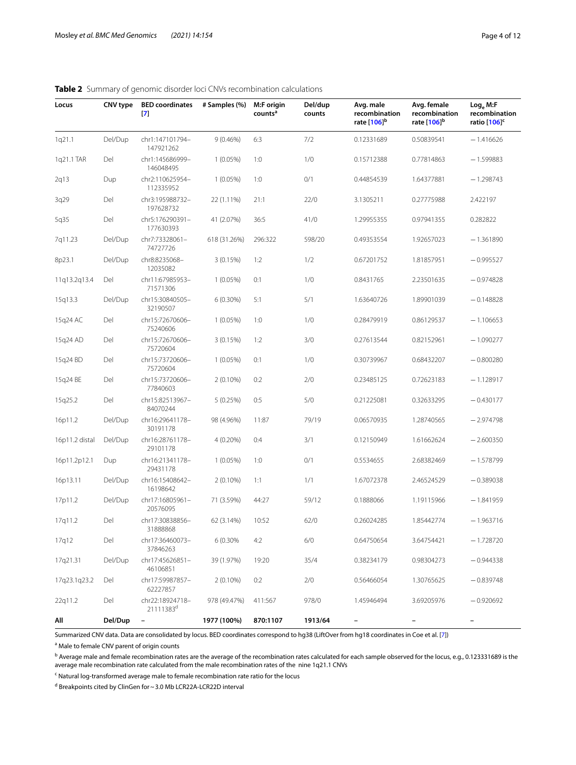**Table 2** Summary of genomic disorder loci CNVs recombination calculations

| Locus | CNV type | BED coordinates [7] | # Samples (%) | M:F origin counts[a] | Del/dup counts | Avg. male recombination rate [106][b] | Avg. female recombination rate [106][b] | $Log_e$ M:F recombination ratio [106][c] |
|---|---|---|---|---|---|---|---|---|
| 1q21.1 | Del/Dup | chr1:147101794–147921262 | 9 (0.46%) | 6:3 | 7/2 | 0.12331689 | 0.50839541 | −1.416626 |
| 1q21.1 TAR | Del | chr1:145686999–146048495 | 1 (0.05%) | 1:0 | 1/0 | 0.15712388 | 0.77814863 | −1.599883 |
| 2q13 | Dup | chr2:110625954–112335952 | 1 (0.05%) | 1:0 | 0/1 | 0.44854539 | 1.64377881 | −1.298743 |
| 3q29 | Del | chr3:195988732–197628732 | 22 (1.11%) | 21:1 | 22/0 | 3.1305211 | 0.27775988 | 2.422197 |
| 5q35 | Del | chr5:176290391–177630393 | 41 (2.07%) | 36:5 | 41/0 | 1.29955355 | 0.97941355 | 0.282822 |
| 7q11.23 | Del/Dup | chr7:73328061–74727726 | 618 (31.26%) | 296:322 | 598/20 | 0.49353554 | 1.92657023 | −1.361890 |
| 8p23.1 | Del/Dup | chr8:8235068–12035082 | 3 (0.15%) | 1:2 | 1/2 | 0.67201752 | 1.81857951 | −0.995527 |
| 11q13.2q13.4 | Del | chr11:67985953–71571306 | 1 (0.05%) | 0:1 | 1/0 | 0.8431765 | 2.23501635 | −0.974828 |
| 15q13.3 | Del/Dup | chr15:30840505–32190507 | 6 (0.30%) | 5:1 | 5/1 | 1.63640726 | 1.89901039 | −0.148828 |
| 15q24 AC | Del | chr15:72670606–75240606 | 1 (0.05%) | 1:0 | 1/0 | 0.28479919 | 0.86129537 | −1.106653 |
| 15q24 AD | Del | chr15:72670606–75720604 | 3 (0.15%) | 1:2 | 3/0 | 0.27613544 | 0.82152961 | −1.090277 |
| 15q24 BD | Del | chr15:73720606–75720604 | 1 (0.05%) | 0:1 | 1/0 | 0.30739967 | 0.68432207 | −0.800280 |
| 15q24 BE | Del | chr15:73720606–77840603 | 2 (0.10%) | 0:2 | 2/0 | 0.23485125 | 0.72623183 | −1.128917 |
| 15q25.2 | Del | chr15:82513967–84070244 | 5 (0.25%) | 0:5 | 5/0 | 0.21225081 | 0.32633295 | −0.430177 |
| 16p11.2 | Del/Dup | chr16:29641178–30191178 | 98 (4.96%) | 11:87 | 79/19 | 0.06570935 | 1.28740565 | −2.974798 |
| 16p11.2 distal | Del/Dup | chr16:28761178–29101178 | 4 (0.20%) | 0:4 | 3/1 | 0.12150949 | 1.61662624 | −2.600350 |
| 16p11.2p12.1 | Dup | chr16:21341178–29431178 | 1 (0.05%) | 1:0 | 0/1 | 0.5534655 | 2.68382469 | −1.578799 |
| 16p13.11 | Del/Dup | chr16:15408642–16198642 | 2 (0.10%) | 1:1 | 1/1 | 1.67072378 | 2.46524529 | −0.389038 |
| 17p11.2 | Del/Dup | chr17:16805961–20576095 | 71 (3.59%) | 44:27 | 59/12 | 0.1888066 | 1.19115966 | −1.841959 |
| 17q11.2 | Del | chr17:30838856–31888868 | 62 (3.14%) | 10:52 | 62/0 | 0.26024285 | 1.85442774 | −1.963716 |
| 17q12 | Del | chr17:36460073–37846263 | 6 (0.30% | 4:2 | 6/0 | 0.64750654 | 3.64754421 | −1.728720 |
| 17q21.31 | Del/Dup | chr17:45626851–46106851 | 39 (1.97%) | 19:20 | 35/4 | 0.38234179 | 0.98304273 | −0.944338 |
| 17q23.1q23.2 | Del | chr17:59987857–62227857 | 2 (0.10%) | 0:2 | 2/0 | 0.56466054 | 1.30765625 | −0.839748 |
| 22q11.2 | Del | chr22:18924718–21111383[d] | 978 (49.47%) | 411:567 | 978/0 | 1.45946494 | 3.69205976 | −0.920692 |
| **All** | **Del/Dup** | – | **1977 (100%)** | **870:1107** | **1913/64** | – | – | – |

Summarized CNV data. Data are consolidated by locus. BED coordinates correspond to hg38 (LiftOver from hg18 coordinates in Coe et al. [7])

[a] Male to female CNV parent of origin counts

[b] Average male and female recombination rates are the average of the recombination rates calculated for each sample observed for the locus, e.g., 0.123331689 is the average male recombination rate calculated from the male recombination rates of the nine 1q21.1 CNVs

[c] Natural log-transformed average male to female recombination rate ratio for the locus

[d] Breakpoints cited by ClinGen for ~3.0 Mb LCR22A-LCR22D interval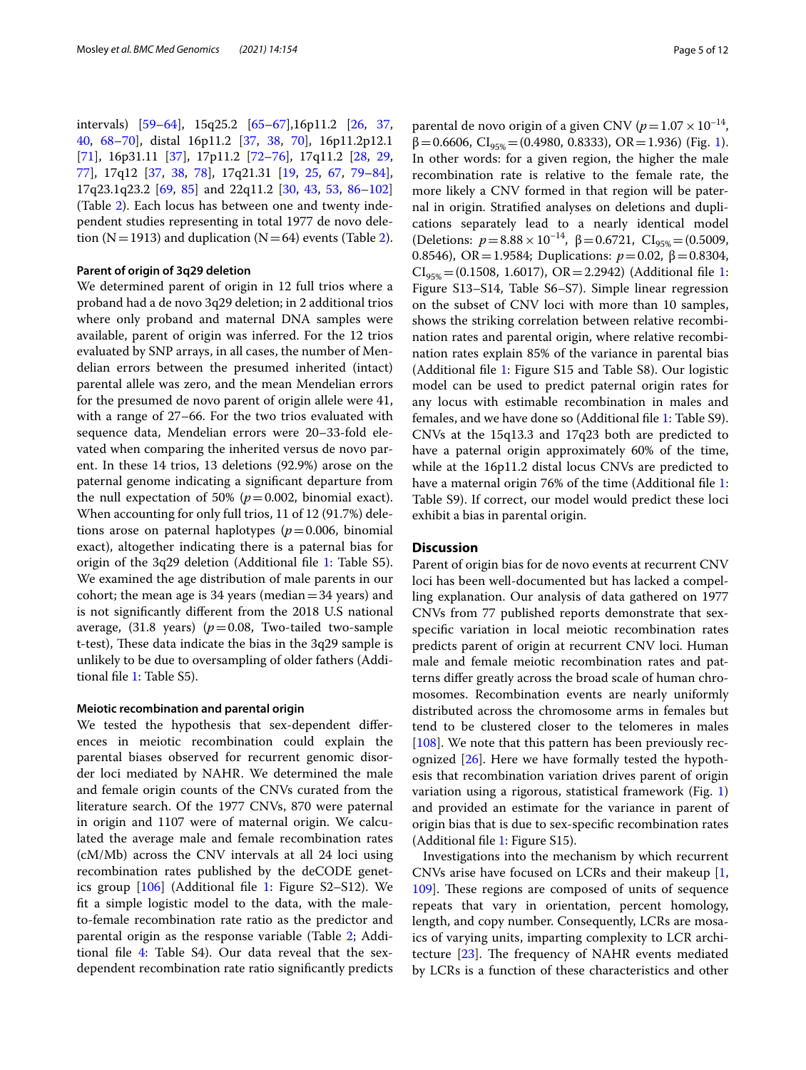intervals) [59–64], 15q25.2 [65–67],16p11.2 [26, 37, 40, 68–70], distal 16p11.2 [37, 38, 70], 16p11.2p12.1 [71], 16p31.11 [37], 17p11.2 [72–76], 17q11.2 [28, 29, 77], 17q12 [37, 38, 78], 17q21.31 [19, 25, 67, 79–84], 17q23.1q23.2 [69, 85] and 22q11.2 [30, 43, 53, 86–102] (Table 2). Each locus has between one and twenty independent studies representing in total 1977 de novo deletion (N = 1913) and duplication (N = 64) events (Table 2).

### Parent of origin of 3q29 deletion

We determined parent of origin in 12 full trios where a proband had a de novo 3q29 deletion; in 2 additional trios where only proband and maternal DNA samples were available, parent of origin was inferred. For the 12 trios evaluated by SNP arrays, in all cases, the number of Mendelian errors between the presumed inherited (intact) parental allele was zero, and the mean Mendelian errors for the presumed de novo parent of origin allele were 41, with a range of 27–66. For the two trios evaluated with sequence data, Mendelian errors were 20–33-fold elevated when comparing the inherited versus de novo parent. In these 14 trios, 13 deletions (92.9%) arose on the paternal genome indicating a significant departure from the null expectation of 50% ($p = 0.002$, binomial exact). When accounting for only full trios, 11 of 12 (91.7%) deletions arose on paternal haplotypes ($p = 0.006$, binomial exact), altogether indicating there is a paternal bias for origin of the 3q29 deletion (Additional file 1: Table S5). We examined the age distribution of male parents in our cohort; the mean age is 34 years (median = 34 years) and is not significantly different from the 2018 U.S national average, (31.8 years) ($p = 0.08$, Two-tailed two-sample t-test), These data indicate the bias in the 3q29 sample is unlikely to be due to oversampling of older fathers (Additional file 1: Table S5).

### Meiotic recombination and parental origin

We tested the hypothesis that sex-dependent differences in meiotic recombination could explain the parental biases observed for recurrent genomic disorder loci mediated by NAHR. We determined the male and female origin counts of the CNVs curated from the literature search. Of the 1977 CNVs, 870 were paternal in origin and 1107 were of maternal origin. We calculated the average male and female recombination rates (cM/Mb) across the CNV intervals at all 24 loci using recombination rates published by the deCODE genetics group [106] (Additional file 1: Figure S2–S12). We fit a simple logistic model to the data, with the male-to-female recombination rate ratio as the predictor and parental origin as the response variable (Table 2; Additional file 4: Table S4). Our data reveal that the sex-dependent recombination rate ratio significantly predicts parental de novo origin of a given CNV ($p = 1.07 \times 10^{-14}$, $\beta = 0.6606$, $CI_{95\%} = (0.4980, 0.8333)$, OR = 1.936) (Fig. 1). In other words: for a given region, the higher the male recombination rate is relative to the female rate, the more likely a CNV formed in that region will be paternal in origin. Stratified analyses on deletions and duplications separately lead to a nearly identical model (Deletions: $p = 8.88 \times 10^{-14}$, $\beta = 0.6721$, $CI_{95\%} = (0.5009, 0.8546)$, OR = 1.9584; Duplications: $p = 0.02$, $\beta = 0.8304$, $CI_{95\%} = (0.1508, 1.6017)$, OR = 2.2942) (Additional file 1: Figure S13–S14, Table S6–S7). Simple linear regression on the subset of CNV loci with more than 10 samples, shows the striking correlation between relative recombination rates and parental origin, where relative recombination rates explain 85% of the variance in parental bias (Additional file 1: Figure S15 and Table S8). Our logistic model can be used to predict paternal origin rates for any locus with estimable recombination in males and females, and we have done so (Additional file 1: Table S9). CNVs at the 15q13.3 and 17q23 both are predicted to have a paternal origin approximately 60% of the time, while at the 16p11.2 distal locus CNVs are predicted to have a maternal origin 76% of the time (Additional file 1: Table S9). If correct, our model would predict these loci exhibit a bias in parental origin.

## Discussion

Parent of origin bias for de novo events at recurrent CNV loci has been well-documented but has lacked a compelling explanation. Our analysis of data gathered on 1977 CNVs from 77 published reports demonstrate that sex-specific variation in local meiotic recombination rates predicts parent of origin at recurrent CNV loci. Human male and female meiotic recombination rates and patterns differ greatly across the broad scale of human chromosomes. Recombination events are nearly uniformly distributed across the chromosome arms in females but tend to be clustered closer to the telomeres in males [108]. We note that this pattern has been previously recognized [26]. Here we have formally tested the hypothesis that recombination variation drives parent of origin variation using a rigorous, statistical framework (Fig. 1) and provided an estimate for the variance in parent of origin bias that is due to sex-specific recombination rates (Additional file 1: Figure S15).

Investigations into the mechanism by which recurrent CNVs arise have focused on LCRs and their makeup [1, 109]. These regions are composed of units of sequence repeats that vary in orientation, percent homology, length, and copy number. Consequently, LCRs are mosaics of varying units, imparting complexity to LCR architecture [23]. The frequency of NAHR events mediated by LCRs is a function of these characteristics and other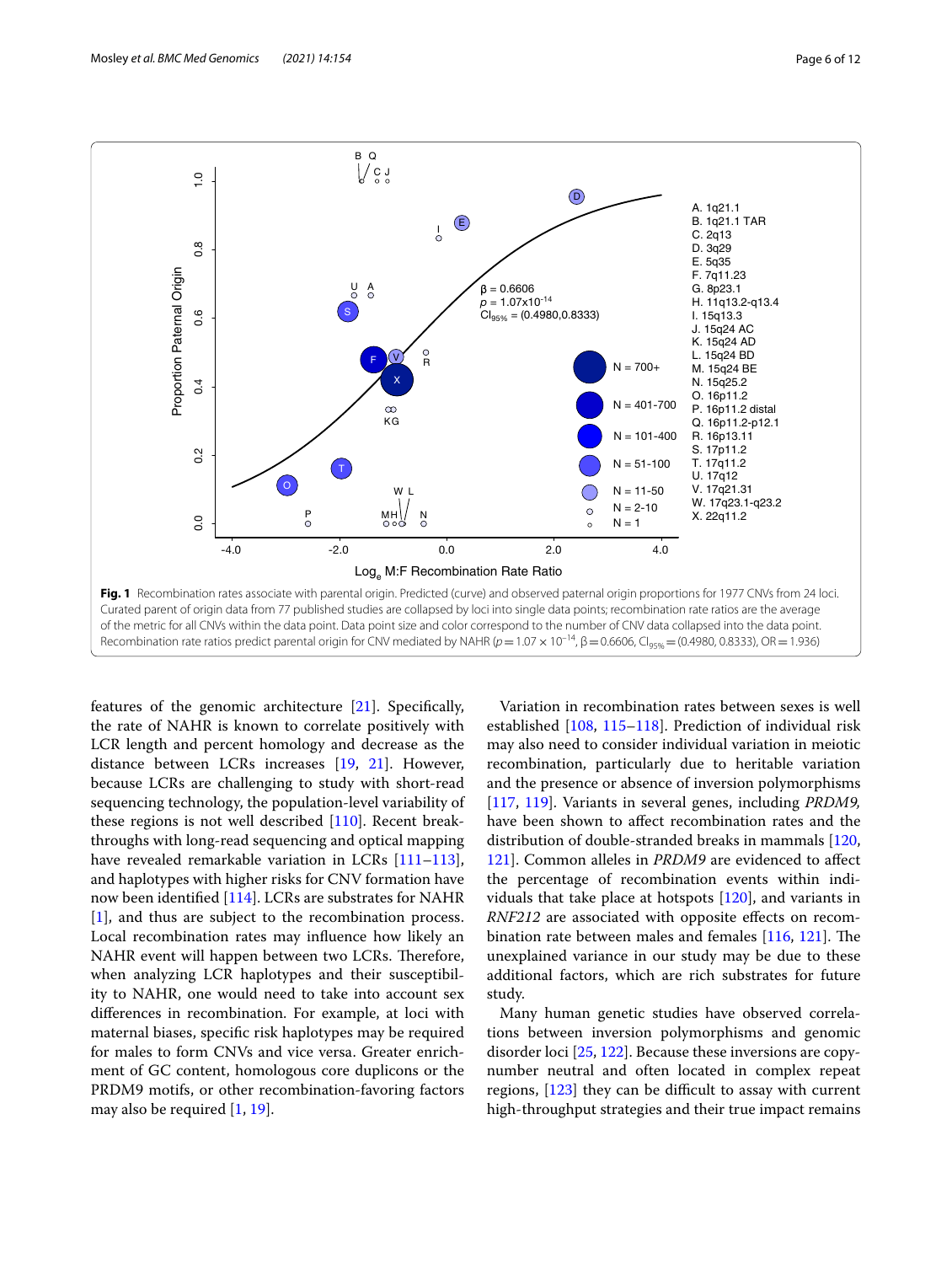**Fig. 1** Recombination rates associate with parental origin. Predicted (curve) and observed paternal origin proportions for 1977 CNVs from 24 loci. Curated parent of origin data from 77 published studies are collapsed by loci into single data points; recombination rate ratios are the average of the metric for all CNVs within the data point. Data point size and color correspond to the number of CNV data collapsed into the data point. Recombination rate ratios predict parental origin for CNV mediated by NAHR ($p = 1.07 \times 10^{-14}$, $\beta = 0.6606$, $CI_{95\%} = (0.4980, 0.8333)$, OR = 1.936)

features of the genomic architecture [21]. Specifically, the rate of NAHR is known to correlate positively with LCR length and percent homology and decrease as the distance between LCRs increases [19, 21]. However, because LCRs are challenging to study with short-read sequencing technology, the population-level variability of these regions is not well described [110]. Recent breakthroughs with long-read sequencing and optical mapping have revealed remarkable variation in LCRs [111–113], and haplotypes with higher risks for CNV formation have now been identified [114]. LCRs are substrates for NAHR [1], and thus are subject to the recombination process. Local recombination rates may influence how likely an NAHR event will happen between two LCRs. Therefore, when analyzing LCR haplotypes and their susceptibility to NAHR, one would need to take into account sex differences in recombination. For example, at loci with maternal biases, specific risk haplotypes may be required for males to form CNVs and vice versa. Greater enrichment of GC content, homologous core duplicons or the PRDM9 motifs, or other recombination-favoring factors may also be required [1, 19].

Variation in recombination rates between sexes is well established [108, 115–118]. Prediction of individual risk may also need to consider individual variation in meiotic recombination, particularly due to heritable variation and the presence or absence of inversion polymorphisms [117, 119]. Variants in several genes, including *PRDM9*, have been shown to affect recombination rates and the distribution of double-stranded breaks in mammals [120, 121]. Common alleles in *PRDM9* are evidenced to affect the percentage of recombination events within individuals that take place at hotspots [120], and variants in *RNF212* are associated with opposite effects on recombination rate between males and females [116, 121]. The unexplained variance in our study may be due to these additional factors, which are rich substrates for future study.

Many human genetic studies have observed correlations between inversion polymorphisms and genomic disorder loci [25, 122]. Because these inversions are copy-number neutral and often located in complex repeat regions, [123] they can be difficult to assay with current high-throughput strategies and their true impact remains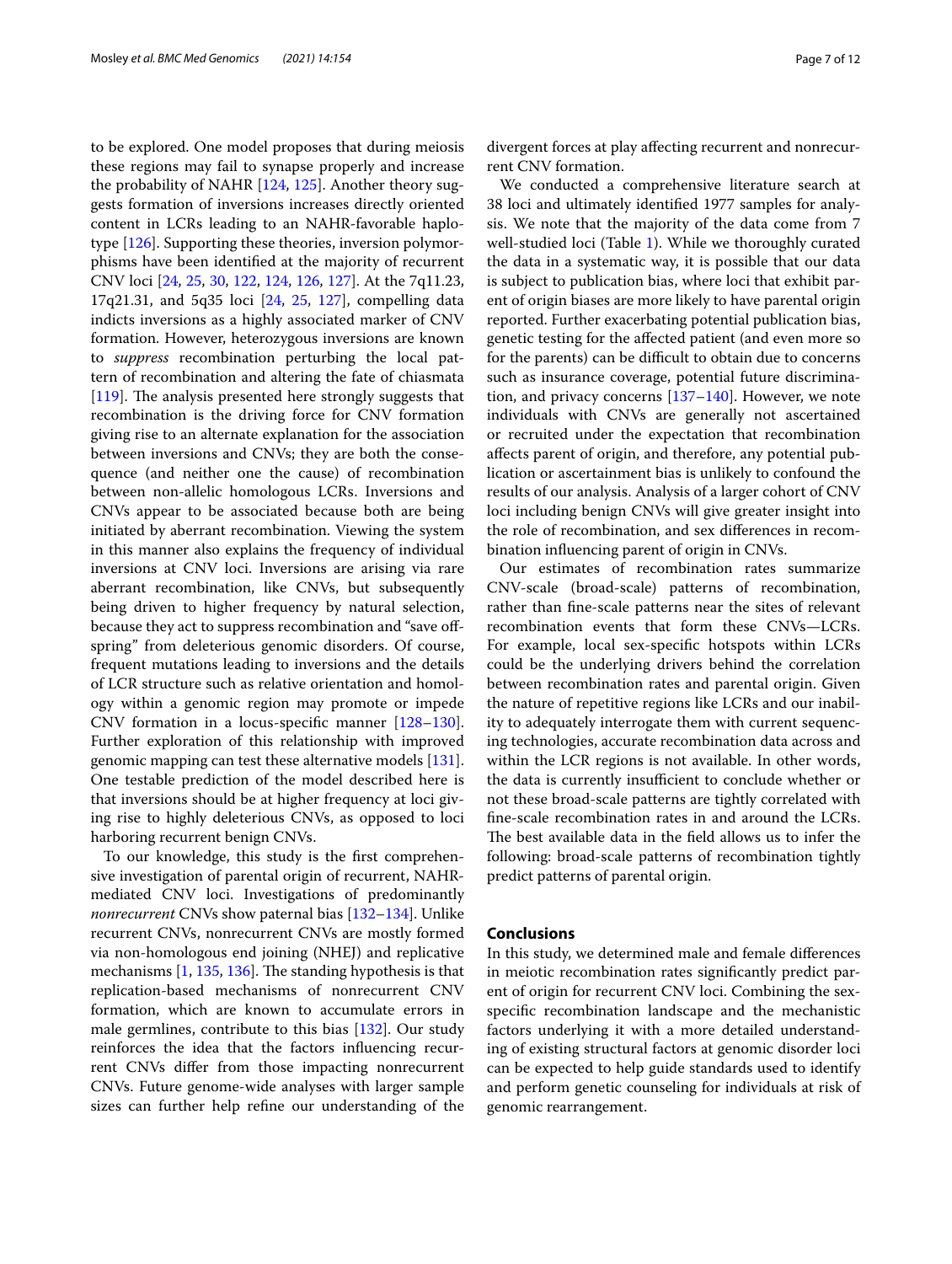to be explored. One model proposes that during meiosis these regions may fail to synapse properly and increase the probability of NAHR [124, 125]. Another theory suggests formation of inversions increases directly oriented content in LCRs leading to an NAHR-favorable haplotype [126]. Supporting these theories, inversion polymorphisms have been identified at the majority of recurrent CNV loci [24, 25, 30, 122, 124, 126, 127]. At the 7q11.23, 17q21.31, and 5q35 loci [24, 25, 127], compelling data indicts inversions as a highly associated marker of CNV formation. However, heterozygous inversions are known to *suppress* recombination perturbing the local pattern of recombination and altering the fate of chiasmata [119]. The analysis presented here strongly suggests that recombination is the driving force for CNV formation giving rise to an alternate explanation for the association between inversions and CNVs; they are both the consequence (and neither one the cause) of recombination between non-allelic homologous LCRs. Inversions and CNVs appear to be associated because both are being initiated by aberrant recombination. Viewing the system in this manner also explains the frequency of individual inversions at CNV loci. Inversions are arising via rare aberrant recombination, like CNVs, but subsequently being driven to higher frequency by natural selection, because they act to suppress recombination and "save offspring" from deleterious genomic disorders. Of course, frequent mutations leading to inversions and the details of LCR structure such as relative orientation and homology within a genomic region may promote or impede CNV formation in a locus-specific manner [128–130]. Further exploration of this relationship with improved genomic mapping can test these alternative models [131]. One testable prediction of the model described here is that inversions should be at higher frequency at loci giving rise to highly deleterious CNVs, as opposed to loci harboring recurrent benign CNVs.

To our knowledge, this study is the first comprehensive investigation of parental origin of recurrent, NAHR-mediated CNV loci. Investigations of predominantly *nonrecurrent* CNVs show paternal bias [132–134]. Unlike recurrent CNVs, nonrecurrent CNVs are mostly formed via non-homologous end joining (NHEJ) and replicative mechanisms [1, 135, 136]. The standing hypothesis is that replication-based mechanisms of nonrecurrent CNV formation, which are known to accumulate errors in male germlines, contribute to this bias [132]. Our study reinforces the idea that the factors influencing recurrent CNVs differ from those impacting nonrecurrent CNVs. Future genome-wide analyses with larger sample sizes can further help refine our understanding of the divergent forces at play affecting recurrent and nonrecurrent CNV formation.

We conducted a comprehensive literature search at 38 loci and ultimately identified 1977 samples for analysis. We note that the majority of the data come from 7 well-studied loci (Table 1). While we thoroughly curated the data in a systematic way, it is possible that our data is subject to publication bias, where loci that exhibit parent of origin biases are more likely to have parental origin reported. Further exacerbating potential publication bias, genetic testing for the affected patient (and even more so for the parents) can be difficult to obtain due to concerns such as insurance coverage, potential future discrimination, and privacy concerns [137–140]. However, we note individuals with CNVs are generally not ascertained or recruited under the expectation that recombination affects parent of origin, and therefore, any potential publication or ascertainment bias is unlikely to confound the results of our analysis. Analysis of a larger cohort of CNV loci including benign CNVs will give greater insight into the role of recombination, and sex differences in recombination influencing parent of origin in CNVs.

Our estimates of recombination rates summarize CNV-scale (broad-scale) patterns of recombination, rather than fine-scale patterns near the sites of relevant recombination events that form these CNVs—LCRs. For example, local sex-specific hotspots within LCRs could be the underlying drivers behind the correlation between recombination rates and parental origin. Given the nature of repetitive regions like LCRs and our inability to adequately interrogate them with current sequencing technologies, accurate recombination data across and within the LCR regions is not available. In other words, the data is currently insufficient to conclude whether or not these broad-scale patterns are tightly correlated with fine-scale recombination rates in and around the LCRs. The best available data in the field allows us to infer the following: broad-scale patterns of recombination tightly predict patterns of parental origin.

## Conclusions

In this study, we determined male and female differences in meiotic recombination rates significantly predict parent of origin for recurrent CNV loci. Combining the sex-specific recombination landscape and the mechanistic factors underlying it with a more detailed understanding of existing structural factors at genomic disorder loci can be expected to help guide standards used to identify and perform genetic counseling for individuals at risk of genomic rearrangement.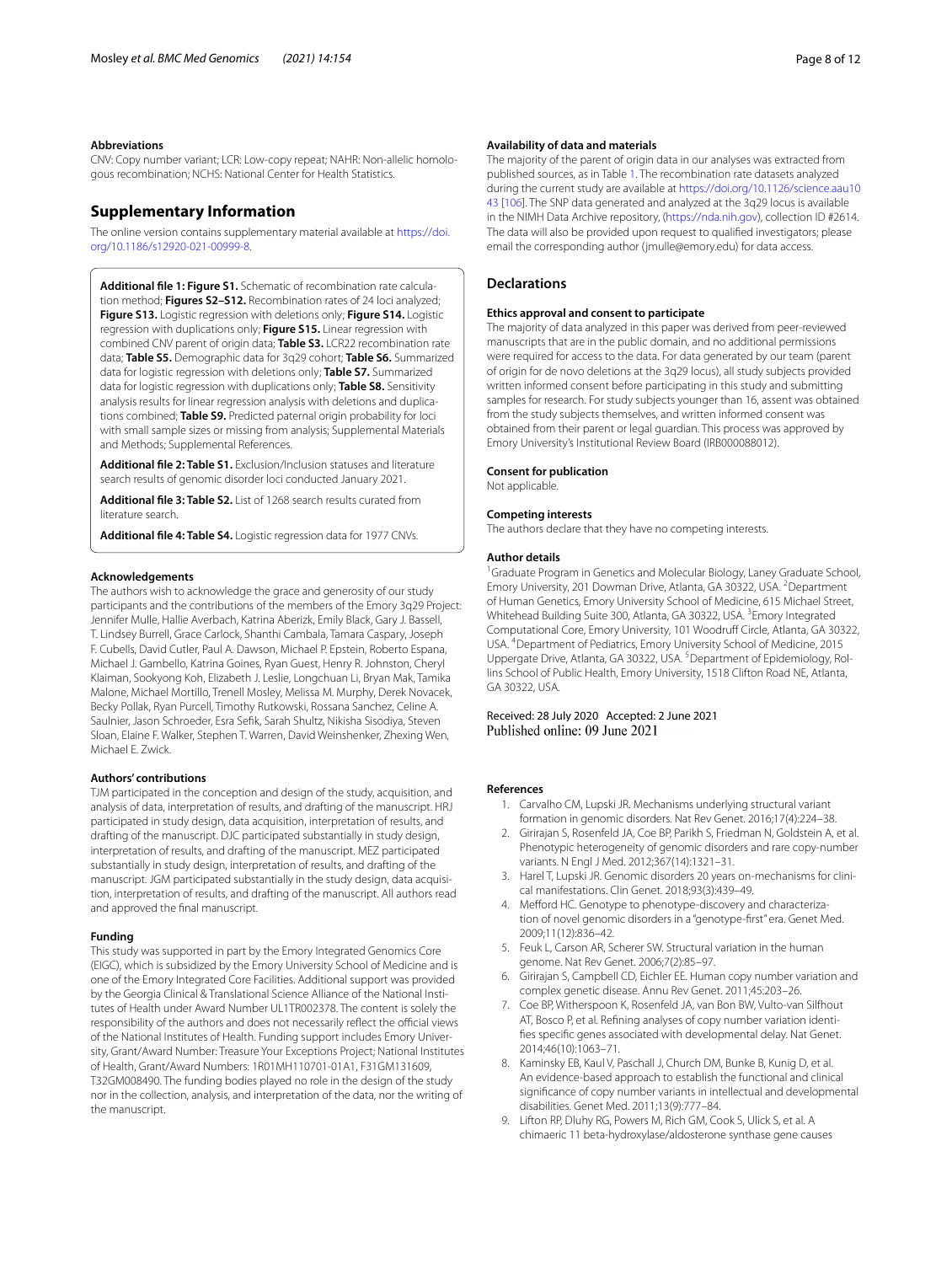### Abbreviations

CNV: Copy number variant; LCR: Low-copy repeat; NAHR: Non-allelic homologous recombination; NCHS: National Center for Health Statistics.

## Supplementary Information

The online version contains supplementary material available at https://doi.org/10.1186/s12920-021-00999-8.

> **Additional file 1: Figure S1.** Schematic of recombination rate calculation method; **Figures S2–S12.** Recombination rates of 24 loci analyzed; **Figure S13.** Logistic regression with deletions only; **Figure S14.** Logistic regression with duplications only; **Figure S15.** Linear regression with combined CNV parent of origin data; **Table S3.** LCR22 recombination rate data; **Table S5.** Demographic data for 3q29 cohort; **Table S6.** Summarized data for logistic regression with deletions only; **Table S7.** Summarized data for logistic regression with duplications only; **Table S8.** Sensitivity analysis results for linear regression analysis with deletions and duplications combined; **Table S9.** Predicted paternal origin probability for loci with small sample sizes or missing from analysis; Supplemental Materials and Methods; Supplemental References.
>
> **Additional file 2: Table S1.** Exclusion/Inclusion statuses and literature search results of genomic disorder loci conducted January 2021.
>
> **Additional file 3: Table S2.** List of 1268 search results curated from literature search.
>
> **Additional file 4: Table S4.** Logistic regression data for 1977 CNVs.

### Acknowledgements

The authors wish to acknowledge the grace and generosity of our study participants and the contributions of the members of the Emory 3q29 Project: Jennifer Mulle, Hallie Averbach, Katrina Aberizk, Emily Black, Gary J. Bassell, T. Lindsey Burrell, Grace Carlock, Shanthi Cambala, Tamara Caspary, Joseph F. Cubells, David Cutler, Paul A. Dawson, Michael P. Epstein, Roberto Espana, Michael J. Gambello, Katrina Goines, Ryan Guest, Henry R. Johnston, Cheryl Klaiman, Sookyong Koh, Elizabeth J. Leslie, Longchuan Li, Bryan Mak, Tamika Malone, Michael Mortillo, Trenell Mosley, Melissa M. Murphy, Derek Novacek, Becky Pollak, Ryan Purcell, Timothy Rutkowski, Rossana Sanchez, Celine A. Saulnier, Jason Schroeder, Esra Sefik, Sarah Shultz, Nikisha Sisodiya, Steven Sloan, Elaine F. Walker, Stephen T. Warren, David Weinshenker, Zhexing Wen, Michael E. Zwick.

### Authors' contributions

TJM participated in the conception and design of the study, acquisition, and analysis of data, interpretation of results, and drafting of the manuscript. HRJ participated in study design, data acquisition, interpretation of results, and drafting of the manuscript. DJC participated substantially in study design, interpretation of results, and drafting of the manuscript. MEZ participated substantially in study design, interpretation of results, and drafting of the manuscript. JGM participated substantially in the study design, data acquisition, interpretation of results, and drafting of the manuscript. All authors read and approved the final manuscript.

### Funding

This study was supported in part by the Emory Integrated Genomics Core (EIGC), which is subsidized by the Emory University School of Medicine and is one of the Emory Integrated Core Facilities. Additional support was provided by the Georgia Clinical & Translational Science Alliance of the National Institutes of Health under Award Number UL1TR002378. The content is solely the responsibility of the authors and does not necessarily reflect the official views of the National Institutes of Health. Funding support includes Emory University, Grant/Award Number: Treasure Your Exceptions Project; National Institutes of Health, Grant/Award Numbers: 1R01MH110701-01A1, F31GM131609, T32GM008490. The funding bodies played no role in the design of the study nor in the collection, analysis, and interpretation of the data, nor the writing of the manuscript.

### Availability of data and materials

The majority of the parent of origin data in our analyses was extracted from published sources, as in Table 1. The recombination rate datasets analyzed during the current study are available at https://doi.org/10.1126/science.aau1043 [106]. The SNP data generated and analyzed at the 3q29 locus is available in the NIMH Data Archive repository, (https://nda.nih.gov), collection ID #2614. The data will also be provided upon request to qualified investigators; please email the corresponding author (jmulle@emory.edu) for data access.

## Declarations

### Ethics approval and consent to participate

The majority of data analyzed in this paper was derived from peer-reviewed manuscripts that are in the public domain, and no additional permissions were required for access to the data. For data generated by our team (parent of origin for de novo deletions at the 3q29 locus), all study subjects provided written informed consent before participating in this study and submitting samples for research. For study subjects younger than 16, assent was obtained from the study subjects themselves, and written informed consent was obtained from their parent or legal guardian. This process was approved by Emory University's Institutional Review Board (IRB000088012).

### Consent for publication

Not applicable.

### Competing interests

The authors declare that they have no competing interests.

### Author details

[1] Graduate Program in Genetics and Molecular Biology, Laney Graduate School, Emory University, 201 Dowman Drive, Atlanta, GA 30322, USA. [2] Department of Human Genetics, Emory University School of Medicine, 615 Michael Street, Whitehead Building Suite 300, Atlanta, GA 30322, USA. [3] Emory Integrated Computational Core, Emory University, 101 Woodruff Circle, Atlanta, GA 30322, USA. [4] Department of Pediatrics, Emory University School of Medicine, 2015 Uppergate Drive, Atlanta, GA 30322, USA. [5] Department of Epidemiology, Rollins School of Public Health, Emory University, 1518 Clifton Road NE, Atlanta, GA 30322, USA.

Received: 28 July 2020 Accepted: 2 June 2021
Published online: 09 June 2021

### References

1. Carvalho CM, Lupski JR. Mechanisms underlying structural variant formation in genomic disorders. Nat Rev Genet. 2016;17(4):224–38.
2. Girirajan S, Rosenfeld JA, Coe BP, Parikh S, Friedman N, Goldstein A, et al. Phenotypic heterogeneity of genomic disorders and rare copy-number variants. N Engl J Med. 2012;367(14):1321–31.
3. Harel T, Lupski JR. Genomic disorders 20 years on-mechanisms for clinical manifestations. Clin Genet. 2018;93(3):439–49.
4. Mefford HC. Genotype to phenotype-discovery and characterization of novel genomic disorders in a "genotype-first" era. Genet Med. 2009;11(12):836–42.
5. Feuk L, Carson AR, Scherer SW. Structural variation in the human genome. Nat Rev Genet. 2006;7(2):85–97.
6. Girirajan S, Campbell CD, Eichler EE. Human copy number variation and complex genetic disease. Annu Rev Genet. 2011;45:203–26.
7. Coe BP, Witherspoon K, Rosenfeld JA, van Bon BW, Vulto-van Silfhout AT, Bosco P, et al. Refining analyses of copy number variation identifies specific genes associated with developmental delay. Nat Genet. 2014;46(10):1063–71.
8. Kaminsky EB, Kaul V, Paschall J, Church DM, Bunke B, Kunig D, et al. An evidence-based approach to establish the functional and clinical significance of copy number variants in intellectual and developmental disabilities. Genet Med. 2011;13(9):777–84.
9. Lifton RP, Dluhy RG, Powers M, Rich GM, Cook S, Ulick S, et al. A chimaeric 11 beta-hydroxylase/aldosterone synthase gene causes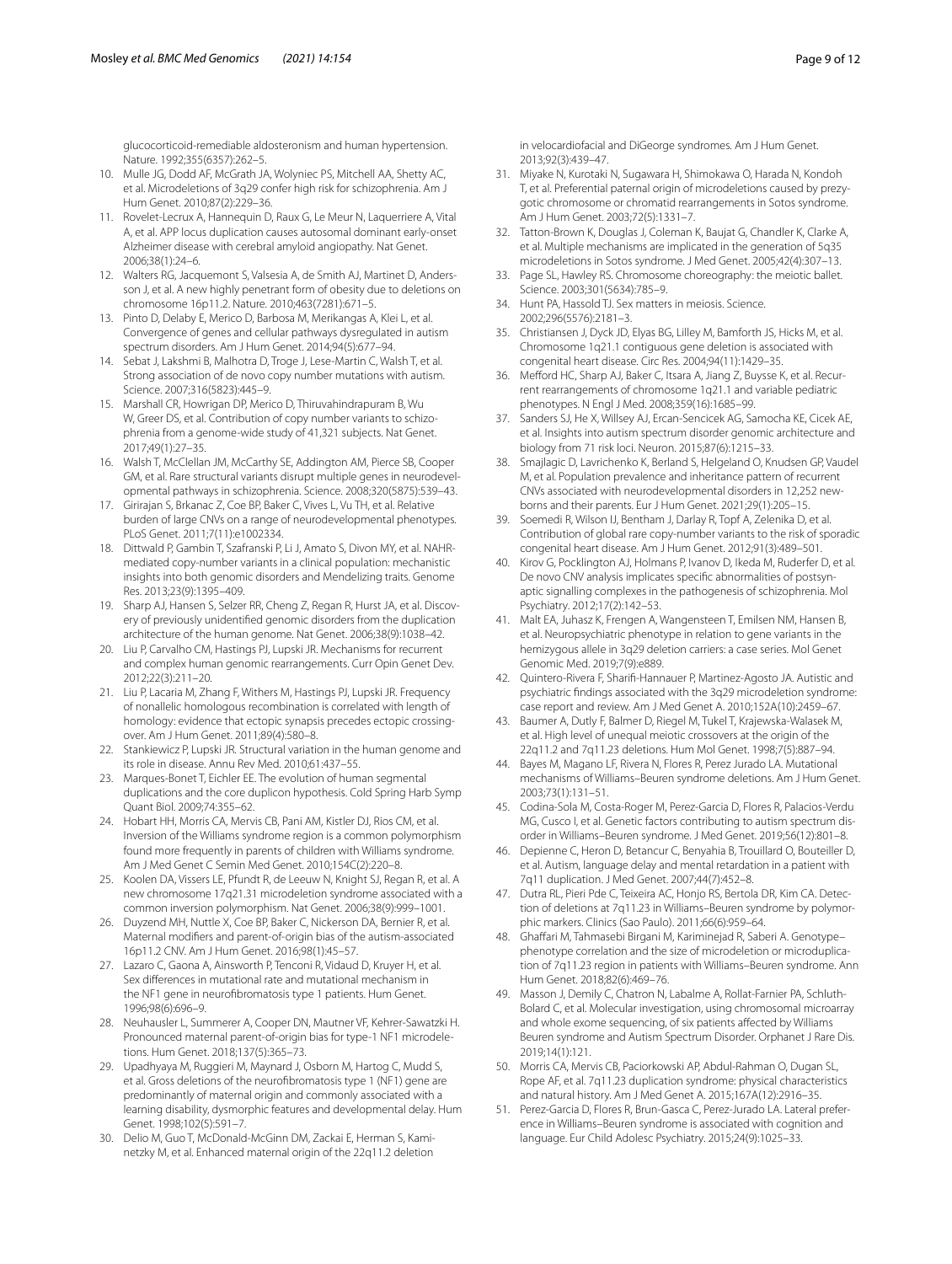glucocorticoid-remediable aldosteronism and human hypertension. Nature. 1992;355(6357):262–5.

10. Mulle JG, Dodd AF, McGrath JA, Wolyniec PS, Mitchell AA, Shetty AC, et al. Microdeletions of 3q29 confer high risk for schizophrenia. Am J Hum Genet. 2010;87(2):229–36.
11. Rovelet-Lecrux A, Hannequin D, Raux G, Le Meur N, Laquerriere A, Vital A, et al. APP locus duplication causes autosomal dominant early-onset Alzheimer disease with cerebral amyloid angiopathy. Nat Genet. 2006;38(1):24–6.
12. Walters RG, Jacquemont S, Valsesia A, de Smith AJ, Martinet D, Andersson J, et al. A new highly penetrant form of obesity due to deletions on chromosome 16p11.2. Nature. 2010;463(7281):671–5.
13. Pinto D, Delaby E, Merico D, Barbosa M, Merikangas A, Klei L, et al. Convergence of genes and cellular pathways dysregulated in autism spectrum disorders. Am J Hum Genet. 2014;94(5):677–94.
14. Sebat J, Lakshmi B, Malhotra D, Troge J, Lese-Martin C, Walsh T, et al. Strong association of de novo copy number mutations with autism. Science. 2007;316(5823):445–9.
15. Marshall CR, Howrigan DP, Merico D, Thiruvahindrapuram B, Wu W, Greer DS, et al. Contribution of copy number variants to schizophrenia from a genome-wide study of 41,321 subjects. Nat Genet. 2017;49(1):27–35.
16. Walsh T, McClellan JM, McCarthy SE, Addington AM, Pierce SB, Cooper GM, et al. Rare structural variants disrupt multiple genes in neurodevelopmental pathways in schizophrenia. Science. 2008;320(5875):539–43.
17. Girirajan S, Brkanac Z, Coe BP, Baker C, Vives L, Vu TH, et al. Relative burden of large CNVs on a range of neurodevelopmental phenotypes. PLoS Genet. 2011;7(11):e1002334.
18. Dittwald P, Gambin T, Szafranski P, Li J, Amato S, Divon MY, et al. NAHR-mediated copy-number variants in a clinical population: mechanistic insights into both genomic disorders and Mendelizing traits. Genome Res. 2013;23(9):1395–409.
19. Sharp AJ, Hansen S, Selzer RR, Cheng Z, Regan R, Hurst JA, et al. Discovery of previously unidentified genomic disorders from the duplication architecture of the human genome. Nat Genet. 2006;38(9):1038–42.
20. Liu P, Carvalho CM, Hastings PJ, Lupski JR. Mechanisms for recurrent and complex human genomic rearrangements. Curr Opin Genet Dev. 2012;22(3):211–20.
21. Liu P, Lacaria M, Zhang F, Withers M, Hastings PJ, Lupski JR. Frequency of nonallelic homologous recombination is correlated with length of homology: evidence that ectopic synapsis precedes ectopic crossing-over. Am J Hum Genet. 2011;89(4):580–8.
22. Stankiewicz P, Lupski JR. Structural variation in the human genome and its role in disease. Annu Rev Med. 2010;61:437–55.
23. Marques-Bonet T, Eichler EE. The evolution of human segmental duplications and the core duplicon hypothesis. Cold Spring Harb Symp Quant Biol. 2009;74:355–62.
24. Hobart HH, Morris CA, Mervis CB, Pani AM, Kistler DJ, Rios CM, et al. Inversion of the Williams syndrome region is a common polymorphism found more frequently in parents of children with Williams syndrome. Am J Med Genet C Semin Med Genet. 2010;154C(2):220–8.
25. Koolen DA, Vissers LE, Pfundt R, de Leeuw N, Knight SJ, Regan R, et al. A new chromosome 17q21.31 microdeletion syndrome associated with a common inversion polymorphism. Nat Genet. 2006;38(9):999–1001.
26. Duyzend MH, Nuttle X, Coe BP, Baker C, Nickerson DA, Bernier R, et al. Maternal modifiers and parent-of-origin bias of the autism-associated 16p11.2 CNV. Am J Hum Genet. 2016;98(1):45–57.
27. Lazaro C, Gaona A, Ainsworth P, Tenconi R, Vidaud D, Kruyer H, et al. Sex differences in mutational rate and mutational mechanism in the NF1 gene in neurofibromatosis type 1 patients. Hum Genet. 1996;98(6):696–9.
28. Neuhausler L, Summerer A, Cooper DN, Mautner VF, Kehrer-Sawatzki H. Pronounced maternal parent-of-origin bias for type-1 NF1 microdeletions. Hum Genet. 2018;137(5):365–73.
29. Upadhyaya M, Ruggieri M, Maynard J, Osborn M, Hartog C, Mudd S, et al. Gross deletions of the neurofibromatosis type 1 (NF1) gene are predominantly of maternal origin and commonly associated with a learning disability, dysmorphic features and developmental delay. Hum Genet. 1998;102(5):591–7.
30. Delio M, Guo T, McDonald-McGinn DM, Zackai E, Herman S, Kaminetzky M, et al. Enhanced maternal origin of the 22q11.2 deletion in velocardiofacial and DiGeorge syndromes. Am J Hum Genet. 2013;92(3):439–47.
31. Miyake N, Kurotaki N, Sugawara H, Shimokawa O, Harada N, Kondoh T, et al. Preferential paternal origin of microdeletions caused by prezygotic chromosome or chromatid rearrangements in Sotos syndrome. Am J Hum Genet. 2003;72(5):1331–7.
32. Tatton-Brown K, Douglas J, Coleman K, Baujat G, Chandler K, Clarke A, et al. Multiple mechanisms are implicated in the generation of 5q35 microdeletions in Sotos syndrome. J Med Genet. 2005;42(4):307–13.
33. Page SL, Hawley RS. Chromosome choreography: the meiotic ballet. Science. 2003;301(5634):785–9.
34. Hunt PA, Hassold TJ. Sex matters in meiosis. Science. 2002;296(5576):2181–3.
35. Christiansen J, Dyck JD, Elyas BG, Lilley M, Bamforth JS, Hicks M, et al. Chromosome 1q21.1 contiguous gene deletion is associated with congenital heart disease. Circ Res. 2004;94(11):1429–35.
36. Mefford HC, Sharp AJ, Baker C, Itsara A, Jiang Z, Buysse K, et al. Recurrent rearrangements of chromosome 1q21.1 and variable pediatric phenotypes. N Engl J Med. 2008;359(16):1685–99.
37. Sanders SJ, He X, Willsey AJ, Ercan-Sencicek AG, Samocha KE, Cicek AE, et al. Insights into autism spectrum disorder genomic architecture and biology from 71 risk loci. Neuron. 2015;87(6):1215–33.
38. Smajlagic D, Lavrichenko K, Berland S, Helgeland O, Knudsen GP, Vaudel M, et al. Population prevalence and inheritance pattern of recurrent CNVs associated with neurodevelopmental disorders in 12,252 newborns and their parents. Eur J Hum Genet. 2021;29(1):205–15.
39. Soemedi R, Wilson IJ, Bentham J, Darlay R, Topf A, Zelenika D, et al. Contribution of global rare copy-number variants to the risk of sporadic congenital heart disease. Am J Hum Genet. 2012;91(3):489–501.
40. Kirov G, Pocklington AJ, Holmans P, Ivanov D, Ikeda M, Ruderfer D, et al. De novo CNV analysis implicates specific abnormalities of postsynaptic signalling complexes in the pathogenesis of schizophrenia. Mol Psychiatry. 2012;17(2):142–53.
41. Malt EA, Juhasz K, Frengen A, Wangensteen T, Emilsen NM, Hansen B, et al. Neuropsychiatric phenotype in relation to gene variants in the hemizygous allele in 3q29 deletion carriers: a case series. Mol Genet Genomic Med. 2019;7(9):e889.
42. Quintero-Rivera F, Sharifi-Hannauer P, Martinez-Agosto JA. Autistic and psychiatric findings associated with the 3q29 microdeletion syndrome: case report and review. Am J Med Genet A. 2010;152A(10):2459–67.
43. Baumer A, Dutly F, Balmer D, Riegel M, Tukel T, Krajewska-Walasek M, et al. High level of unequal meiotic crossovers at the origin of the 22q11.2 and 7q11.23 deletions. Hum Mol Genet. 1998;7(5):887–94.
44. Bayes M, Magano LF, Rivera N, Flores R, Perez Jurado LA. Mutational mechanisms of Williams–Beuren syndrome deletions. Am J Hum Genet. 2003;73(1):131–51.
45. Codina-Sola M, Costa-Roger M, Perez-Garcia D, Flores R, Palacios-Verdu MG, Cusco I, et al. Genetic factors contributing to autism spectrum disorder in Williams–Beuren syndrome. J Med Genet. 2019;56(12):801–8.
46. Depienne C, Heron D, Betancur C, Benyahia B, Trouillard O, Bouteiller D, et al. Autism, language delay and mental retardation in a patient with 7q11 duplication. J Med Genet. 2007;44(7):452–8.
47. Dutra RL, Pieri Pde C, Teixeira AC, Honjo RS, Bertola DR, Kim CA. Detection of deletions at 7q11.23 in Williams–Beuren syndrome by polymorphic markers. Clinics (Sao Paulo). 2011;66(6):959–64.
48. Ghaffari M, Tahmasebi Birgani M, Kariminejad R, Saberi A. Genotype–phenotype correlation and the size of microdeletion or microduplication of 7q11.23 region in patients with Williams–Beuren syndrome. Ann Hum Genet. 2018;82(6):469–76.
49. Masson J, Demily C, Chatron N, Labalme A, Rollat-Farnier PA, Schluth-Bolard C, et al. Molecular investigation, using chromosomal microarray and whole exome sequencing, of six patients affected by Williams Beuren syndrome and Autism Spectrum Disorder. Orphanet J Rare Dis. 2019;14(1):121.
50. Morris CA, Mervis CB, Paciorkowski AP, Abdul-Rahman O, Dugan SL, Rope AF, et al. 7q11.23 duplication syndrome: physical characteristics and natural history. Am J Med Genet A. 2015;167A(12):2916–35.
51. Perez-Garcia D, Flores R, Brun-Gasca C, Perez-Jurado LA. Lateral preference in Williams–Beuren syndrome is associated with cognition and language. Eur Child Adolesc Psychiatry. 2015;24(9):1025–33.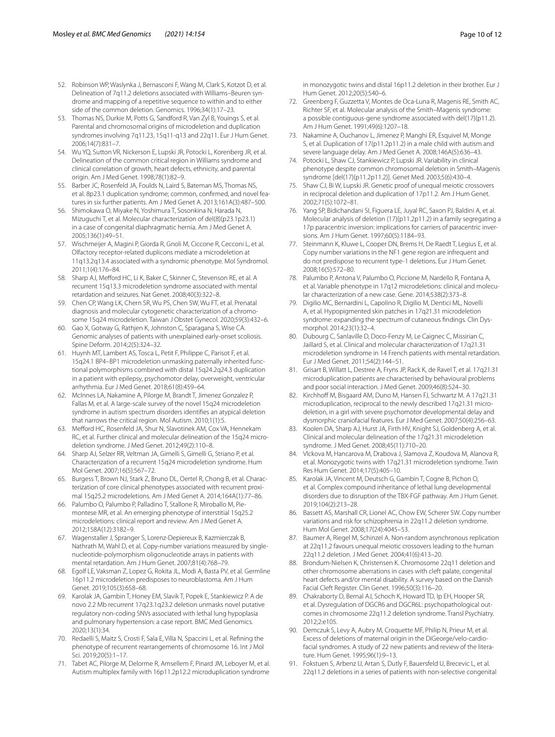52. Robinson WP, Waslynka J, Bernasconi F, Wang M, Clark S, Kotzot D, et al. Delineation of 7q11.2 deletions associated with Williams–Beuren syndrome and mapping of a repetitive sequence to within and to either side of the common deletion. Genomics. 1996;34(1):17–23.
53. Thomas NS, Durkie M, Potts G, Sandford R, Van Zyl B, Youings S, et al. Parental and chromosomal origins of microdeletion and duplication syndromes involving 7q11.23, 15q11-q13 and 22q11. Eur J Hum Genet. 2006;14(7):831–7.
54. Wu YQ, Sutton VR, Nickerson E, Lupski JR, Potocki L, Korenberg JR, et al. Delineation of the common critical region in Williams syndrome and clinical correlation of growth, heart defects, ethnicity, and parental origin. Am J Med Genet. 1998;78(1):82–9.
55. Barber JC, Rosenfeld JA, Foulds N, Laird S, Bateman MS, Thomas NS, et al. 8p23.1 duplication syndrome; common, confirmed, and novel features in six further patients. Am J Med Genet A. 2013;161A(3):487–500.
56. Shimokawa O, Miyake N, Yoshimura T, Sosonkina N, Harada N, Mizuguchi T, et al. Molecular characterization of del(8)(p23.1p23.1) in a case of congenital diaphragmatic hernia. Am J Med Genet A. 2005;136(1):49–51.
57. Wischmeijer A, Magini P, Giorda R, Gnoli M, Ciccone R, Cecconi L, et al. Olfactory receptor-related duplicons mediate a microdeletion at 11q13.2q13.4 associated with a syndromic phenotype. Mol Syndromol. 2011;1(4):176–84.
58. Sharp AJ, Mefford HC, Li K, Baker C, Skinner C, Stevenson RE, et al. A recurrent 15q13.3 microdeletion syndrome associated with mental retardation and seizures. Nat Genet. 2008;40(3):322–8.
59. Chen CP, Wang LK, Chern SR, Wu PS, Chen SW, Wu FT, et al. Prenatal diagnosis and molecular cytogenetic characterization of a chromosome 15q24 microdeletion. Taiwan J Obstet Gynecol. 2020;59(3):432–6.
60. Gao X, Gotway G, Rathjen K, Johnston C, Sparagana S, Wise CA. Genomic analyses of patients with unexplained early-onset scoliosis. Spine Deform. 2014;2(5):324–32.
61. Huynh MT, Lambert AS, Tosca L, Petit F, Philippe C, Parisot F, et al. 15q24.1 BP4–BP1 microdeletion unmasking paternally inherited functional polymorphisms combined with distal 15q24.2q24.3 duplication in a patient with epilepsy, psychomotor delay, overweight, ventricular arrhythmia. Eur J Med Genet. 2018;61(8):459–64.
62. McInnes LA, Nakamine A, Pilorge M, Brandt T, Jimenez Gonzalez P, Fallas M, et al. A large-scale survey of the novel 15q24 microdeletion syndrome in autism spectrum disorders identifies an atypical deletion that narrows the critical region. Mol Autism. 2010;1(1):5.
63. Mefford HC, Rosenfeld JA, Shur N, Slavotinek AM, Cox VA, Hennekam RC, et al. Further clinical and molecular delineation of the 15q24 microdeletion syndrome. J Med Genet. 2012;49(2):110–8.
64. Sharp AJ, Selzer RR, Veltman JA, Gimelli S, Gimelli G, Striano P, et al. Characterization of a recurrent 15q24 microdeletion syndrome. Hum Mol Genet. 2007;16(5):567–72.
65. Burgess T, Brown NJ, Stark Z, Bruno DL, Oertel R, Chong B, et al. Characterization of core clinical phenotypes associated with recurrent proximal 15q25.2 microdeletions. Am J Med Genet A. 2014;164A(1):77–86.
66. Palumbo O, Palumbo P, Palladino T, Stallone R, Miroballo M, Piemontese MR, et al. An emerging phenotype of interstitial 15q25.2 microdeletions: clinical report and review. Am J Med Genet A. 2012;158A(12):3182–9.
67. Wagenstaller J, Spranger S, Lorenz-Depiereux B, Kazmierczak B, Nathrath M, Wahl D, et al. Copy-number variations measured by single-nucleotide-polymorphism oligonucleotide arrays in patients with mental retardation. Am J Hum Genet. 2007;81(4):768–79.
68. Egolf LE, Vaksman Z, Lopez G, Rokita JL, Modi A, Basta PV, et al. Germline 16p11.2 microdeletion predisposes to neuroblastoma. Am J Hum Genet. 2019;105(3):658–68.
69. Karolak JA, Gambin T, Honey EM, Slavik T, Popek E, Stankiewicz P. A de novo 2.2 Mb recurrent 17q23.1q23.2 deletion unmasks novel putative regulatory non-coding SNVs associated with lethal lung hypoplasia and pulmonary hypertension: a case report. BMC Med Genomics. 2020;13(1):34.
70. Redaelli S, Maitz S, Crosti F, Sala E, Villa N, Spaccini L, et al. Refining the phenotype of recurrent rearrangements of chromosome 16. Int J Mol Sci. 2019;20(5):1–17.
71. Tabet AC, Pilorge M, Delorme R, Amsellem F, Pinard JM, Leboyer M, et al. Autism multiplex family with 16p11.2p12.2 microduplication syndrome in monozygotic twins and distal 16p11.2 deletion in their brother. Eur J Hum Genet. 2012;20(5):540–6.
72. Greenberg F, Guzzetta V, Montes de Oca-Luna R, Magenis RE, Smith AC, Richter SF, et al. Molecular analysis of the Smith–Magenis syndrome: a possible contiguous-gene syndrome associated with del(17)(p11.2). Am J Hum Genet. 1991;49(6):1207–18.
73. Nakamine A, Ouchanov L, Jimenez P, Manghi ER, Esquivel M, Monge S, et al. Duplication of 17(p11.2p11.2) in a male child with autism and severe language delay. Am J Med Genet A. 2008;146A(5):636–43.
74. Potocki L, Shaw CJ, Stankiewicz P, Lupski JR. Variability in clinical phenotype despite common chromosomal deletion in Smith–Magenis syndrome [del(17)(p11.2p11.2)]. Genet Med. 2003;5(6):430–4.
75. Shaw CJ, Bi W, Lupski JR. Genetic proof of unequal meiotic crossovers in reciprocal deletion and duplication of 17p11.2. Am J Hum Genet. 2002;71(5):1072–81.
76. Yang SP, Bidichandani SI, Figuera LE, Juyal RC, Saxon PJ, Baldini A, et al. Molecular analysis of deletion (17)(p11.2p11.2) in a family segregating a 17p paracentric inversion: implications for carriers of paracentric inversions. Am J Hum Genet. 1997;60(5):1184–93.
77. Steinmann K, Kluwe L, Cooper DN, Brems H, De Raedt T, Legius E, et al. Copy number variations in the NF1 gene region are infrequent and do not predispose to recurrent type-1 deletions. Eur J Hum Genet. 2008;16(5):572–80.
78. Palumbo P, Antona V, Palumbo O, Piccione M, Nardello R, Fontana A, et al. Variable phenotype in 17q12 microdeletions: clinical and molecular characterization of a new case. Gene. 2014;538(2):373–8.
79. Digilio MC, Bernardini L, Capolino R, Digilio M, Dentici ML, Novelli A, et al. Hypopigmented skin patches in 17q21.31 microdeletion syndrome: expanding the spectrum of cutaneous findings. Clin Dysmorphol. 2014;23(1):32–4.
80. Dubourg C, Sanlaville D, Doco-Fenzy M, Le Caignec C, Missirian C, Jaillard S, et al. Clinical and molecular characterization of 17q21.31 microdeletion syndrome in 14 French patients with mental retardation. Eur J Med Genet. 2011;54(2):144–51.
81. Grisart B, Willatt L, Destree A, Fryns JP, Rack K, de Ravel T, et al. 17q21.31 microduplication patients are characterised by behavioural problems and poor social interaction. J Med Genet. 2009;46(8):524–30.
82. Kirchhoff M, Bisgaard AM, Duno M, Hansen FJ, Schwartz M. A 17q21.31 microduplication, reciprocal to the newly described 17q21.31 microdeletion, in a girl with severe psychomotor developmental delay and dysmorphic craniofacial features. Eur J Med Genet. 2007;50(4):256–63.
83. Koolen DA, Sharp AJ, Hurst JA, Firth HV, Knight SJ, Goldenberg A, et al. Clinical and molecular delineation of the 17q21.31 microdeletion syndrome. J Med Genet. 2008;45(11):710–20.
84. Vlckova M, Hancarova M, Drabova J, Slamova Z, Koudova M, Alanova R, et al. Monozygotic twins with 17q21.31 microdeletion syndrome. Twin Res Hum Genet. 2014;17(5):405–10.
85. Karolak JA, Vincent M, Deutsch G, Gambin T, Cogne B, Pichon O, et al. Complex compound inheritance of lethal lung developmental disorders due to disruption of the TBX-FGF pathway. Am J Hum Genet. 2019;104(2):213–28.
86. Bassett AS, Marshall CR, Lionel AC, Chow EW, Scherer SW. Copy number variations and risk for schizophrenia in 22q11.2 deletion syndrome. Hum Mol Genet. 2008;17(24):4045–53.
87. Baumer A, Riegel M, Schinzel A. Non-random asynchronous replication at 22q11.2 favours unequal meiotic crossovers leading to the human 22q11.2 deletion. J Med Genet. 2004;41(6):413–20.
88. Brondum-Nielsen K, Christensen K. Chromosome 22q11 deletion and other chromosome aberrations in cases with cleft palate, congenital heart defects and/or mental disability. A survey based on the Danish Facial Cleft Register. Clin Genet. 1996;50(3):116–20.
89. Chakraborty D, Bernal AJ, Schoch K, Howard TD, Ip EH, Hooper SR, et al. Dysregulation of DGCR6 and DGCR6L: psychopathological outcomes in chromosome 22q11.2 deletion syndrome. Transl Psychiatry. 2012;2:e105.
90. Demczuk S, Levy A, Aubry M, Croquette MF, Philip N, Prieur M, et al. Excess of deletions of maternal origin in the DiGeorge/velo-cardio-facial syndromes. A study of 22 new patients and review of the literature. Hum Genet. 1995;96(1):9–13.
91. Fokstuen S, Arbenz U, Artan S, Dutly F, Bauersfeld U, Brecevic L, et al. 22q11.2 deletions in a series of patients with non-selective congenital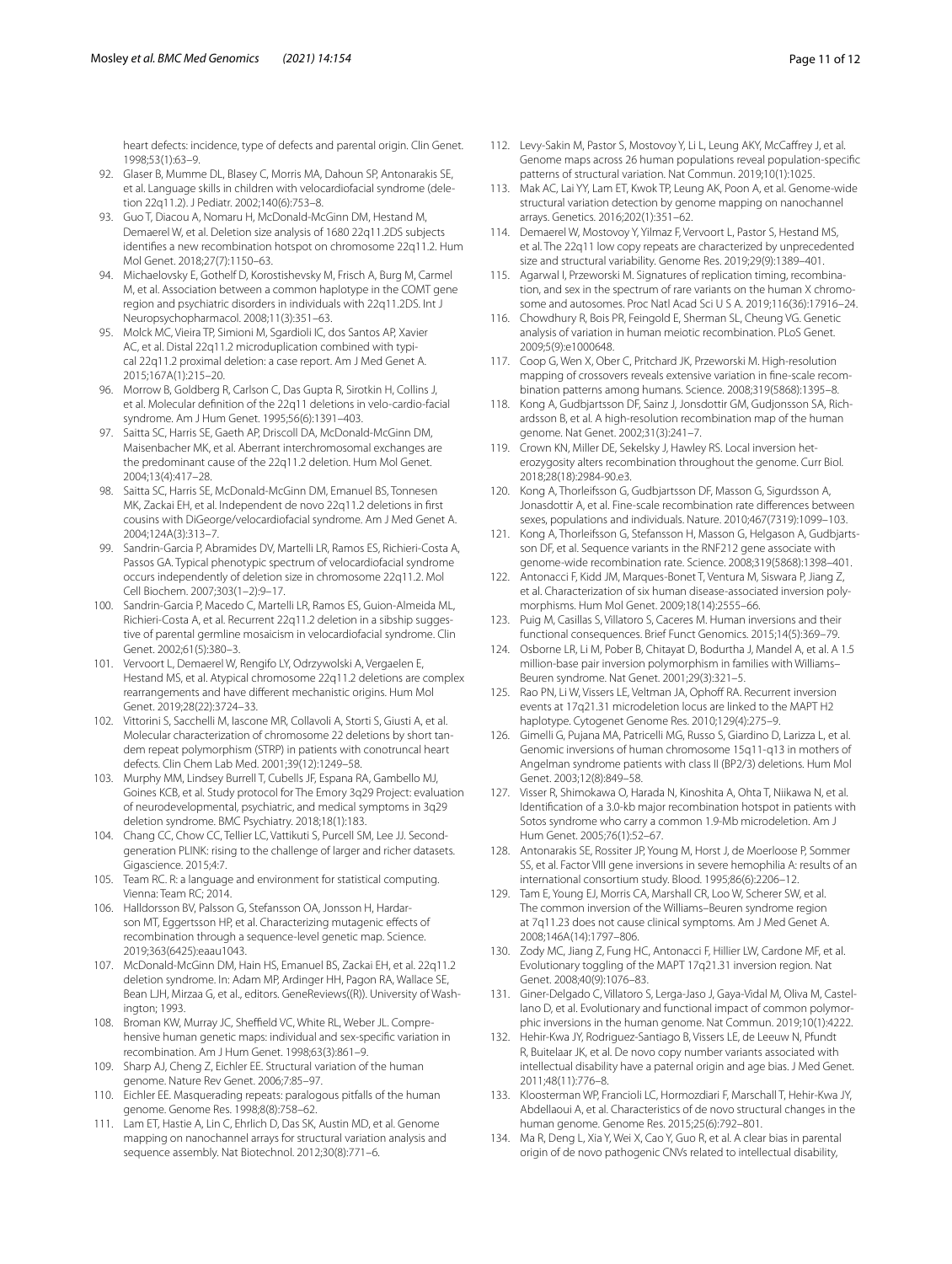heart defects: incidence, type of defects and parental origin. Clin Genet. 1998;53(1):63–9.

92. Glaser B, Mumme DL, Blasey C, Morris MA, Dahoun SP, Antonarakis SE, et al. Language skills in children with velocardiofacial syndrome (deletion 22q11.2). J Pediatr. 2002;140(6):753–8.
93. Guo T, Diacou A, Nomaru H, McDonald-McGinn DM, Hestand M, Demaerel W, et al. Deletion size analysis of 1680 22q11.2DS subjects identifies a new recombination hotspot on chromosome 22q11.2. Hum Mol Genet. 2018;27(7):1150–63.
94. Michaelovsky E, Gothelf D, Korostishevsky M, Frisch A, Burg M, Carmel M, et al. Association between a common haplotype in the COMT gene region and psychiatric disorders in individuals with 22q11.2DS. Int J Neuropsychopharmacol. 2008;11(3):351–63.
95. Molck MC, Vieira TP, Simioni M, Sgardioli IC, dos Santos AP, Xavier AC, et al. Distal 22q11.2 microduplication combined with typical 22q11.2 proximal deletion: a case report. Am J Med Genet A. 2015;167A(1):215–20.
96. Morrow B, Goldberg R, Carlson C, Das Gupta R, Sirotkin H, Collins J, et al. Molecular definition of the 22q11 deletions in velo-cardio-facial syndrome. Am J Hum Genet. 1995;56(6):1391–403.
97. Saitta SC, Harris SE, Gaeth AP, Driscoll DA, McDonald-McGinn DM, Maisenbacher MK, et al. Aberrant interchromosomal exchanges are the predominant cause of the 22q11.2 deletion. Hum Mol Genet. 2004;13(4):417–28.
98. Saitta SC, Harris SE, McDonald-McGinn DM, Emanuel BS, Tonnesen MK, Zackai EH, et al. Independent de novo 22q11.2 deletions in first cousins with DiGeorge/velocardiofacial syndrome. Am J Med Genet A. 2004;124A(3):313–7.
99. Sandrin-Garcia P, Abramides DV, Martelli LR, Ramos ES, Richieri-Costa A, Passos GA. Typical phenotypic spectrum of velocardiofacial syndrome occurs independently of deletion size in chromosome 22q11.2. Mol Cell Biochem. 2007;303(1–2):9–17.
100. Sandrin-Garcia P, Macedo C, Martelli LR, Ramos ES, Guion-Almeida ML, Richieri-Costa A, et al. Recurrent 22q11.2 deletion in a sibship suggestive of parental germline mosaicism in velocardiofacial syndrome. Clin Genet. 2002;61(5):380–3.
101. Vervoort L, Demaerel W, Rengifo LY, Odrzywolski A, Vergaelen E, Hestand MS, et al. Atypical chromosome 22q11.2 deletions are complex rearrangements and have different mechanistic origins. Hum Mol Genet. 2019;28(22):3724–33.
102. Vittorini S, Sacchelli M, Iascone MR, Collavoli A, Storti S, Giusti A, et al. Molecular characterization of chromosome 22 deletions by short tandem repeat polymorphism (STRP) in patients with conotruncal heart defects. Clin Chem Lab Med. 2001;39(12):1249–58.
103. Murphy MM, Lindsey Burrell T, Cubells JF, Espana RA, Gambello MJ, Goines KCB, et al. Study protocol for The Emory 3q29 Project: evaluation of neurodevelopmental, psychiatric, and medical symptoms in 3q29 deletion syndrome. BMC Psychiatry. 2018;18(1):183.
104. Chang CC, Chow CC, Tellier LC, Vattikuti S, Purcell SM, Lee JJ. Second-generation PLINK: rising to the challenge of larger and richer datasets. Gigascience. 2015;4:7.
105. Team RC. R: a language and environment for statistical computing. Vienna: Team RC; 2014.
106. Halldorsson BV, Palsson G, Stefansson OA, Jonsson H, Hardarson MT, Eggertsson HP, et al. Characterizing mutagenic effects of recombination through a sequence-level genetic map. Science. 2019;363(6425):eaau1043.
107. McDonald-McGinn DM, Hain HS, Emanuel BS, Zackai EH, et al. 22q11.2 deletion syndrome. In: Adam MP, Ardinger HH, Pagon RA, Wallace SE, Bean LJH, Mirzaa G, et al., editors. GeneReviews((R)). University of Washington; 1993.
108. Broman KW, Murray JC, Sheffield VC, White RL, Weber JL. Comprehensive human genetic maps: individual and sex-specific variation in recombination. Am J Hum Genet. 1998;63(3):861–9.
109. Sharp AJ, Cheng Z, Eichler EE. Structural variation of the human genome. Nature Rev Genet. 2006;7:85–97.
110. Eichler EE. Masquerading repeats: paralogous pitfalls of the human genome. Genome Res. 1998;8(8):758–62.
111. Lam ET, Hastie A, Lin C, Ehrlich D, Das SK, Austin MD, et al. Genome mapping on nanochannel arrays for structural variation analysis and sequence assembly. Nat Biotechnol. 2012;30(8):771–6.
112. Levy-Sakin M, Pastor S, Mostovoy Y, Li L, Leung AKY, McCaffrey J, et al. Genome maps across 26 human populations reveal population-specific patterns of structural variation. Nat Commun. 2019;10(1):1025.
113. Mak AC, Lai YY, Lam ET, Kwok TP, Leung AK, Poon A, et al. Genome-wide structural variation detection by genome mapping on nanochannel arrays. Genetics. 2016;202(1):351–62.
114. Demaerel W, Mostovoy Y, Yilmaz F, Vervoort L, Pastor S, Hestand MS, et al. The 22q11 low copy repeats are characterized by unprecedented size and structural variability. Genome Res. 2019;29(9):1389–401.
115. Agarwal I, Przeworski M. Signatures of replication timing, recombination, and sex in the spectrum of rare variants on the human X chromosome and autosomes. Proc Natl Acad Sci U S A. 2019;116(36):17916–24.
116. Chowdhury R, Bois PR, Feingold E, Sherman SL, Cheung VG. Genetic analysis of variation in human meiotic recombination. PLoS Genet. 2009;5(9):e1000648.
117. Coop G, Wen X, Ober C, Pritchard JK, Przeworski M. High-resolution mapping of crossovers reveals extensive variation in fine-scale recombination patterns among humans. Science. 2008;319(5868):1395–8.
118. Kong A, Gudbjartsson DF, Sainz J, Jonsdottir GM, Gudjonsson SA, Richardsson B, et al. A high-resolution recombination map of the human genome. Nat Genet. 2002;31(3):241–7.
119. Crown KN, Miller DE, Sekelsky J, Hawley RS. Local inversion heterozygosity alters recombination throughout the genome. Curr Biol. 2018;28(18):2984-90.e3.
120. Kong A, Thorleifsson G, Gudbjartsson DF, Masson G, Sigurdsson A, Jonasdottir A, et al. Fine-scale recombination rate differences between sexes, populations and individuals. Nature. 2010;467(7319):1099–103.
121. Kong A, Thorleifsson G, Stefansson H, Masson G, Helgason A, Gudbjartsson DF, et al. Sequence variants in the RNF212 gene associate with genome-wide recombination rate. Science. 2008;319(5868):1398–401.
122. Antonacci F, Kidd JM, Marques-Bonet T, Ventura M, Siswara P, Jiang Z, et al. Characterization of six human disease-associated inversion polymorphisms. Hum Mol Genet. 2009;18(14):2555–66.
123. Puig M, Casillas S, Villatoro S, Caceres M. Human inversions and their functional consequences. Brief Funct Genomics. 2015;14(5):369–79.
124. Osborne LR, Li M, Pober B, Chitayat D, Bodurtha J, Mandel A, et al. A 1.5 million-base pair inversion polymorphism in families with Williams–Beuren syndrome. Nat Genet. 2001;29(3):321–5.
125. Rao PN, Li W, Vissers LE, Veltman JA, Ophoff RA. Recurrent inversion events at 17q21.31 microdeletion locus are linked to the MAPT H2 haplotype. Cytogenet Genome Res. 2010;129(4):275–9.
126. Gimelli G, Pujana MA, Patricelli MG, Russo S, Giardino D, Larizza L, et al. Genomic inversions of human chromosome 15q11-q13 in mothers of Angelman syndrome patients with class II (BP2/3) deletions. Hum Mol Genet. 2003;12(8):849–58.
127. Visser R, Shimokawa O, Harada N, Kinoshita A, Ohta T, Niikawa N, et al. Identification of a 3.0-kb major recombination hotspot in patients with Sotos syndrome who carry a common 1.9-Mb microdeletion. Am J Hum Genet. 2005;76(1):52–67.
128. Antonarakis SE, Rossiter JP, Young M, Horst J, de Moerloose P, Sommer SS, et al. Factor VIII gene inversions in severe hemophilia A: results of an international consortium study. Blood. 1995;86(6):2206–12.
129. Tam E, Young EJ, Morris CA, Marshall CR, Loo W, Scherer SW, et al. The common inversion of the Williams–Beuren syndrome region at 7q11.23 does not cause clinical symptoms. Am J Med Genet A. 2008;146A(14):1797–806.
130. Zody MC, Jiang Z, Fung HC, Antonacci F, Hillier LW, Cardone MF, et al. Evolutionary toggling of the MAPT 17q21.31 inversion region. Nat Genet. 2008;40(9):1076–83.
131. Giner-Delgado C, Villatoro S, Lerga-Jaso J, Gaya-Vidal M, Oliva M, Castellano D, et al. Evolutionary and functional impact of common polymorphic inversions in the human genome. Nat Commun. 2019;10(1):4222.
132. Hehir-Kwa JY, Rodriguez-Santiago B, Vissers LE, de Leeuw N, Pfundt R, Buitelaar JK, et al. De novo copy number variants associated with intellectual disability have a paternal origin and age bias. J Med Genet. 2011;48(11):776–8.
133. Kloosterman WP, Francioli LC, Hormozdiari F, Marschall T, Hehir-Kwa JY, Abdellaoui A, et al. Characteristics of de novo structural changes in the human genome. Genome Res. 2015;25(6):792–801.
134. Ma R, Deng L, Xia Y, Wei X, Cao Y, Guo R, et al. A clear bias in parental origin of de novo pathogenic CNVs related to intellectual disability,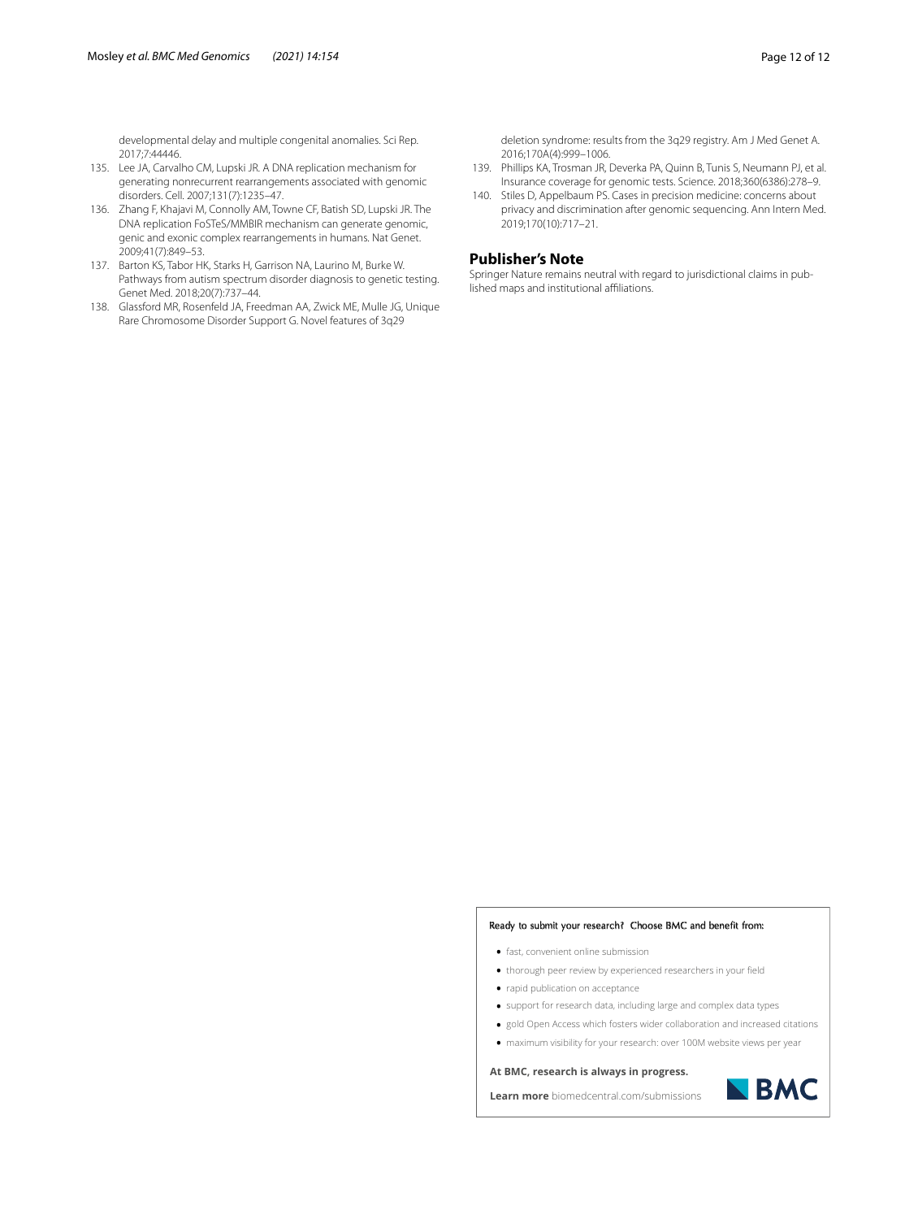developmental delay and multiple congenital anomalies. Sci Rep. 2017;7:44446.

135. Lee JA, Carvalho CM, Lupski JR. A DNA replication mechanism for generating nonrecurrent rearrangements associated with genomic disorders. Cell. 2007;131(7):1235–47.
136. Zhang F, Khajavi M, Connolly AM, Towne CF, Batish SD, Lupski JR. The DNA replication FoSTeS/MMBIR mechanism can generate genomic, genic and exonic complex rearrangements in humans. Nat Genet. 2009;41(7):849–53.
137. Barton KS, Tabor HK, Starks H, Garrison NA, Laurino M, Burke W. Pathways from autism spectrum disorder diagnosis to genetic testing. Genet Med. 2018;20(7):737–44.
138. Glassford MR, Rosenfeld JA, Freedman AA, Zwick ME, Mulle JG, Unique Rare Chromosome Disorder Support G. Novel features of 3q29 deletion syndrome: results from the 3q29 registry. Am J Med Genet A. 2016;170A(4):999–1006.
139. Phillips KA, Trosman JR, Deverka PA, Quinn B, Tunis S, Neumann PJ, et al. Insurance coverage for genomic tests. Science. 2018;360(6386):278–9.
140. Stiles D, Appelbaum PS. Cases in precision medicine: concerns about privacy and discrimination after genomic sequencing. Ann Intern Med. 2019;170(10):717–21.

## Publisher's Note

Springer Nature remains neutral with regard to jurisdictional claims in published maps and institutional affiliations.

Ready to submit your research? Choose BMC and benefit from:

- fast, convenient online submission
- thorough peer review by experienced researchers in your field
- rapid publication on acceptance
- support for research data, including large and complex data types
- gold Open Access which fosters wider collaboration and increased citations
- maximum visibility for your research: over 100M website views per year

**At BMC, research is always in progress.**

**Learn more** biomedcentral.com/submissions

BMC